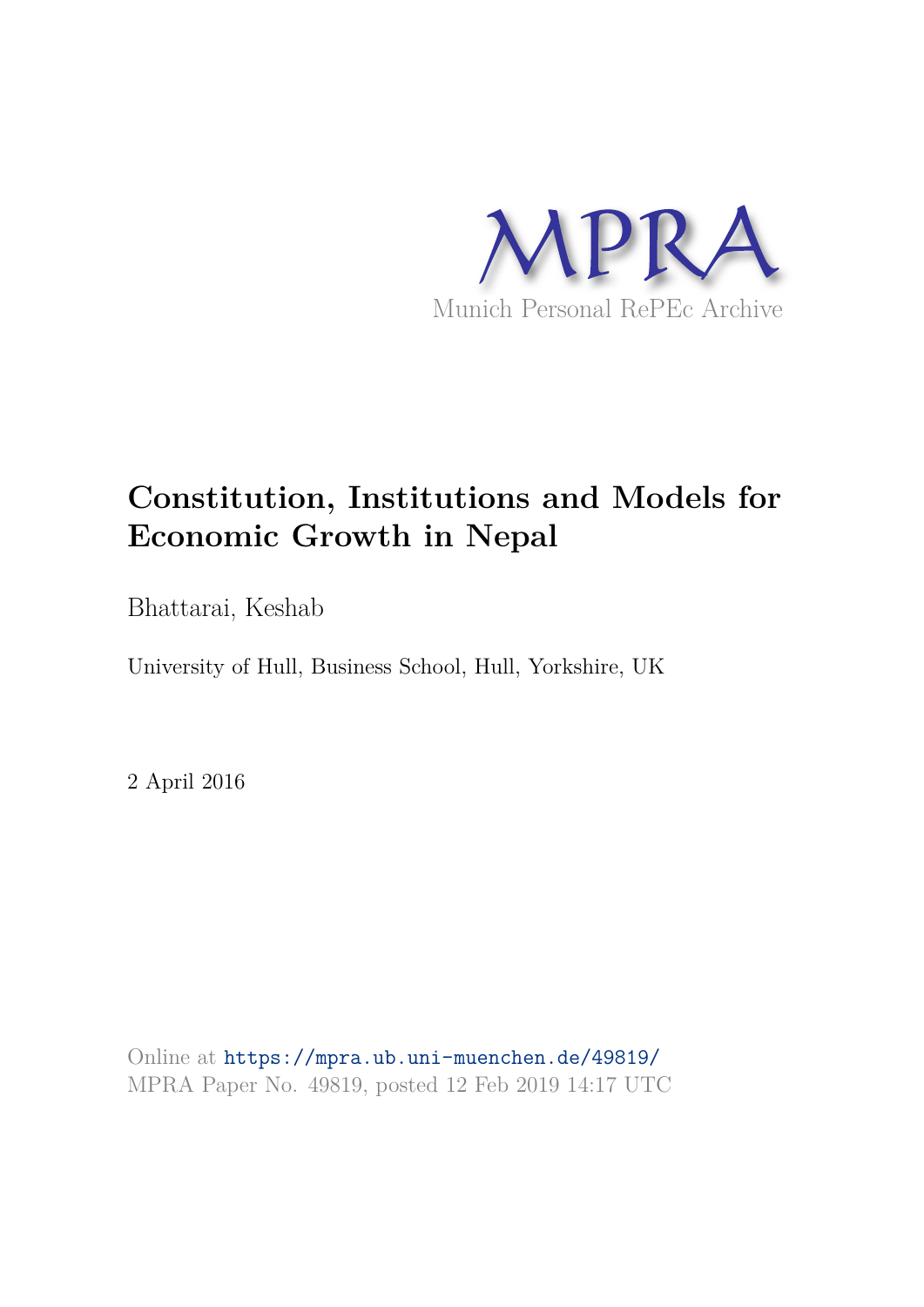MPRA

Munich Personal RePEc Archive

# Constitution, Institutions and Models for Economic Growth in Nepal

Bhattarai, Keshab

University of Hull, Business School, Hull, Yorkshire, UK

2 April 2016

Online at https://mpra.ub.uni-muenchen.de/49819/

MPRA Paper No. 49819, posted 12 Feb 2019 14:17 UTC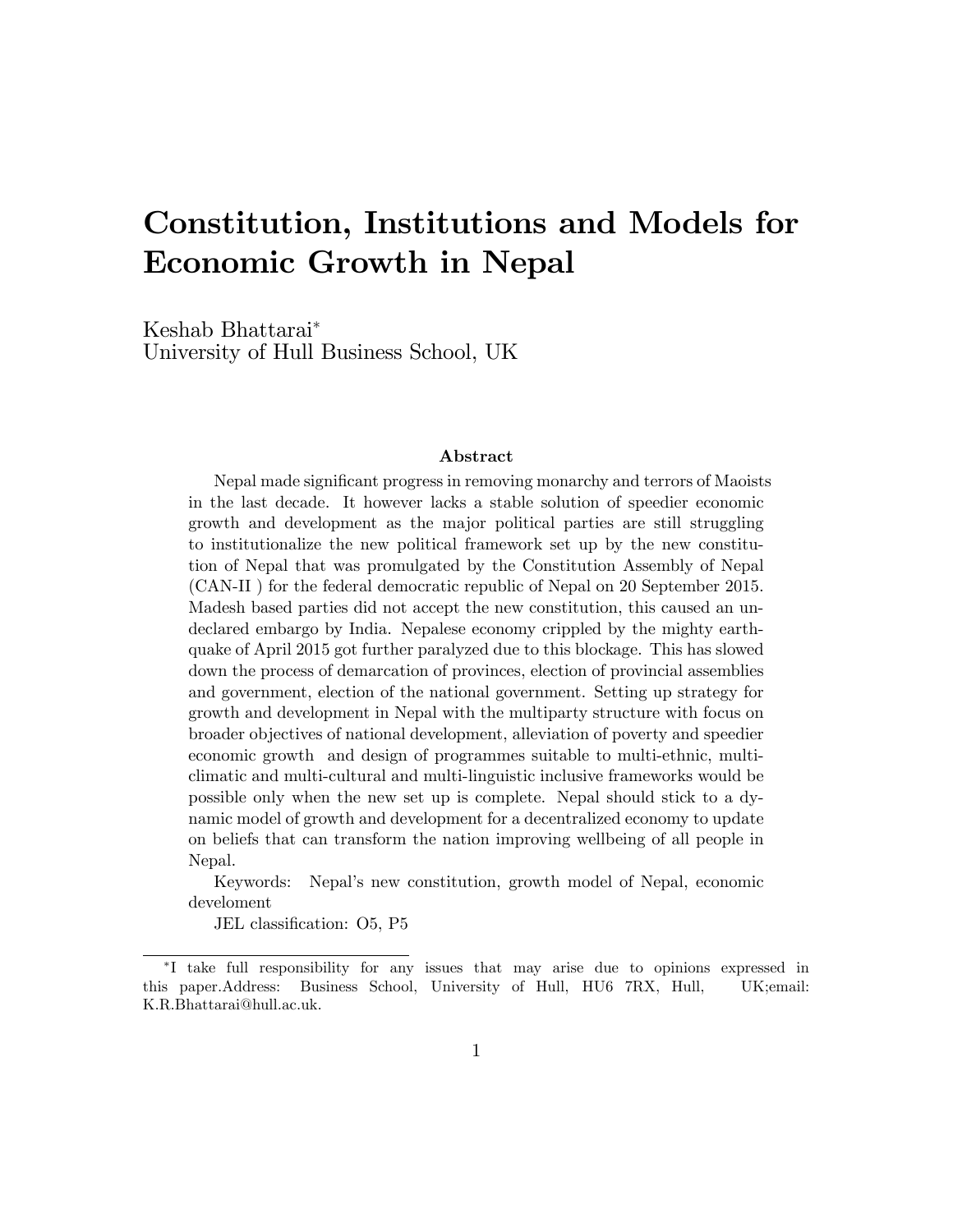# Constitution, Institutions and Models for Economic Growth in Nepal

Keshab Bhattarai*
University of Hull Business School, UK

### Abstract

Nepal made significant progress in removing monarchy and terrors of Maoists in the last decade. It however lacks a stable solution of speedier economic growth and development as the major political parties are still struggling to institutionalize the new political framework set up by the new constitution of Nepal that was promulgated by the Constitution Assembly of Nepal (CAN-II ) for the federal democratic republic of Nepal on 20 September 2015. Madesh based parties did not accept the new constitution, this caused an undeclared embargo by India. Nepalese economy crippled by the mighty earthquake of April 2015 got further paralyzed due to this blockage. This has slowed down the process of demarcation of provinces, election of provincial assemblies and government, election of the national government. Setting up strategy for growth and development in Nepal with the multiparty structure with focus on broader objectives of national development, alleviation of poverty and speedier economic growth and design of programmes suitable to multi-ethnic, multi-climatic and multi-cultural and multi-linguistic inclusive frameworks would be possible only when the new set up is complete. Nepal should stick to a dynamic model of growth and development for a decentralized economy to update on beliefs that can transform the nation improving wellbeing of all people in Nepal.

Keywords: Nepal's new constitution, growth model of Nepal, economic develoment

JEL classification: O5, P5

*I take full responsibility for any issues that may arise due to opinions expressed in this paper.Address: Business School, University of Hull, HU6 7RX, Hull, UK;email: K.R.Bhattarai@hull.ac.uk.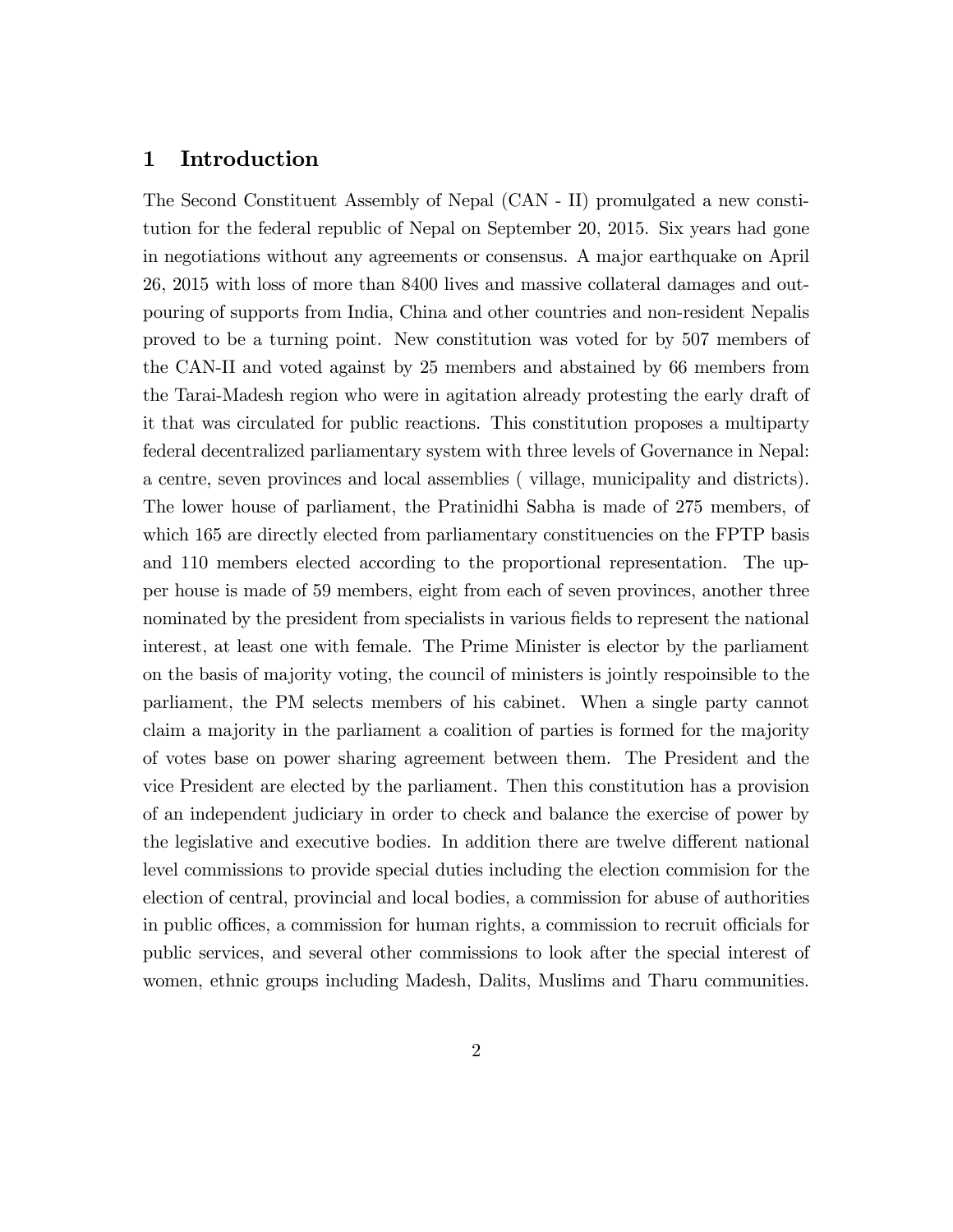## 1 Introduction

The Second Constituent Assembly of Nepal (CAN - II) promulgated a new constitution for the federal republic of Nepal on September 20, 2015. Six years had gone in negotiations without any agreements or consensus. A major earthquake on April 26, 2015 with loss of more than 8400 lives and massive collateral damages and outpouring of supports from India, China and other countries and non-resident Nepalis proved to be a turning point. New constitution was voted for by 507 members of the CAN-II and voted against by 25 members and abstained by 66 members from the Tarai-Madesh region who were in agitation already protesting the early draft of it that was circulated for public reactions. This constitution proposes a multiparty federal decentralized parliamentary system with three levels of Governance in Nepal: a centre, seven provinces and local assemblies ( village, municipality and districts). The lower house of parliament, the Pratinidhi Sabha is made of 275 members, of which 165 are directly elected from parliamentary constituencies on the FPTP basis and 110 members elected according to the proportional representation. The upper house is made of 59 members, eight from each of seven provinces, another three nominated by the president from specialists in various fields to represent the national interest, at least one with female. The Prime Minister is elector by the parliament on the basis of majority voting, the council of ministers is jointly respoinsible to the parliament, the PM selects members of his cabinet. When a single party cannot claim a majority in the parliament a coalition of parties is formed for the majority of votes base on power sharing agreement between them. The President and the vice President are elected by the parliament. Then this constitution has a provision of an independent judiciary in order to check and balance the exercise of power by the legislative and executive bodies. In addition there are twelve different national level commissions to provide special duties including the election commision for the election of central, provincial and local bodies, a commission for abuse of authorities in public offices, a commission for human rights, a commission to recruit officials for public services, and several other commissions to look after the special interest of women, ethnic groups including Madesh, Dalits, Muslims and Tharu communities.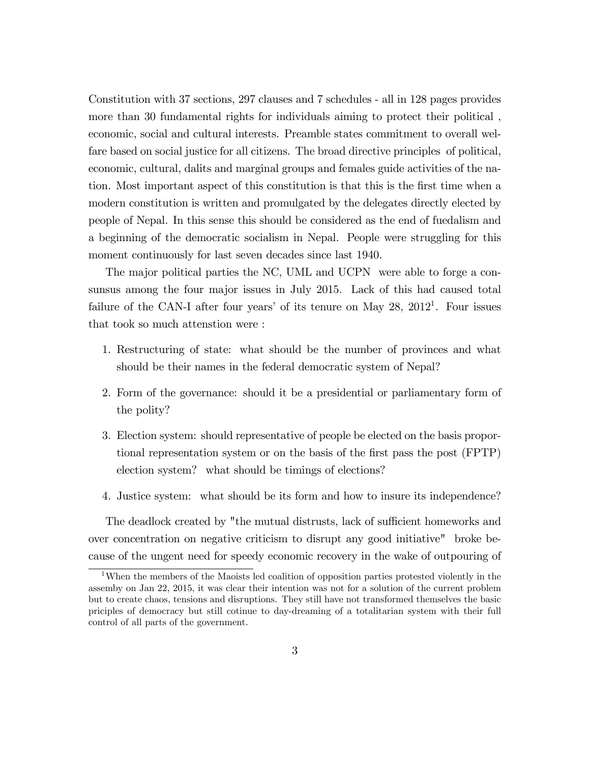Constitution with 37 sections, 297 clauses and 7 schedules - all in 128 pages provides more than 30 fundamental rights for individuals aiming to protect their political , economic, social and cultural interests. Preamble states commitment to overall welfare based on social justice for all citizens. The broad directive principles of political, economic, cultural, dalits and marginal groups and females guide activities of the nation. Most important aspect of this constitution is that this is the first time when a modern constitution is written and promulgated by the delegates directly elected by people of Nepal. In this sense this should be considered as the end of fuedalism and a beginning of the democratic socialism in Nepal. People were struggling for this moment continuously for last seven decades since last 1940.

The major political parties the NC, UML and UCPN were able to forge a consunsus among the four major issues in July 2015. Lack of this had caused total failure of the CAN-I after four years' of its tenure on May 28, 2012[1]. Four issues that took so much attenstion were :

1. Restructuring of state: what should be the number of provinces and what should be their names in the federal democratic system of Nepal?
2. Form of the governance: should it be a presidential or parliamentary form of the polity?
3. Election system: should representative of people be elected on the basis proportional representation system or on the basis of the first pass the post (FPTP) election system? what should be timings of elections?
4. Justice system: what should be its form and how to insure its independence?

The deadlock created by "the mutual distrusts, lack of sufficient homeworks and over concentration on negative criticism to disrupt any good initiative" broke because of the ungent need for speedy economic recovery in the wake of outpouring of

[1] When the members of the Maoists led coalition of opposition parties protested violently in the assemby on Jan 22, 2015, it was clear their intention was not for a solution of the current problem but to create chaos, tensions and disruptions. They still have not transformed themselves the basic priciples of democracy but still cotinue to day-dreaming of a totalitarian system with their full control of all parts of the government.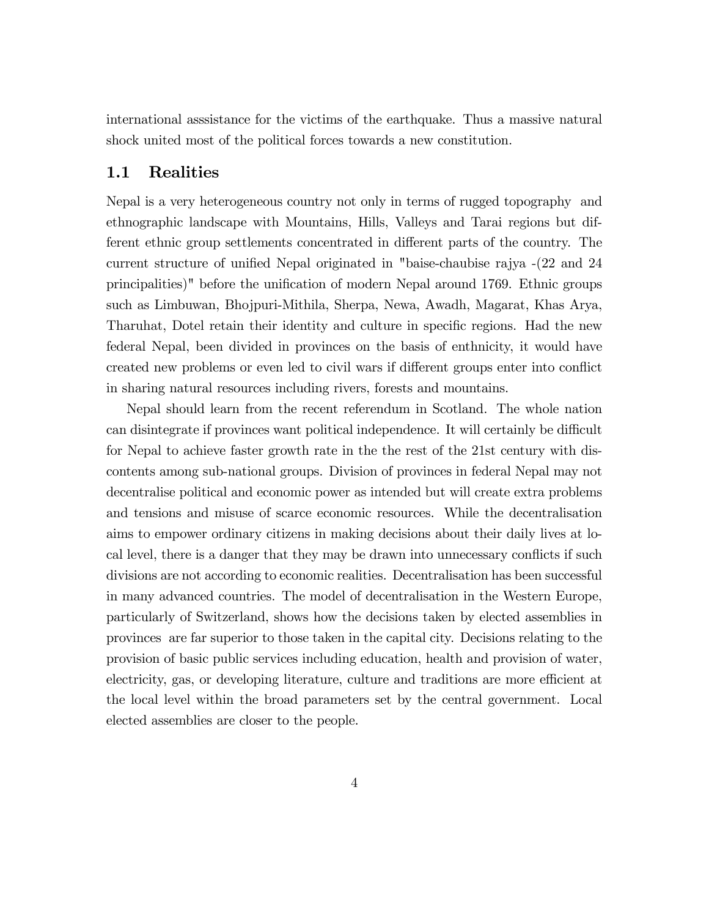international asssistance for the victims of the earthquake. Thus a massive natural shock united most of the political forces towards a new constitution.

## 1.1 Realities

Nepal is a very heterogeneous country not only in terms of rugged topography and ethnographic landscape with Mountains, Hills, Valleys and Tarai regions but different ethnic group settlements concentrated in different parts of the country. The current structure of unified Nepal originated in "baise-chaubise rajya -(22 and 24 principalities)" before the unification of modern Nepal around 1769. Ethnic groups such as Limbuwan, Bhojpuri-Mithila, Sherpa, Newa, Awadh, Magarat, Khas Arya, Tharuhat, Dotel retain their identity and culture in specific regions. Had the new federal Nepal, been divided in provinces on the basis of enthnicity, it would have created new problems or even led to civil wars if different groups enter into conflict in sharing natural resources including rivers, forests and mountains.

Nepal should learn from the recent referendum in Scotland. The whole nation can disintegrate if provinces want political independence. It will certainly be difficult for Nepal to achieve faster growth rate in the the rest of the 21st century with discontents among sub-national groups. Division of provinces in federal Nepal may not decentralise political and economic power as intended but will create extra problems and tensions and misuse of scarce economic resources. While the decentralisation aims to empower ordinary citizens in making decisions about their daily lives at local level, there is a danger that they may be drawn into unnecessary conflicts if such divisions are not according to economic realities. Decentralisation has been successful in many advanced countries. The model of decentralisation in the Western Europe, particularly of Switzerland, shows how the decisions taken by elected assemblies in provinces are far superior to those taken in the capital city. Decisions relating to the provision of basic public services including education, health and provision of water, electricity, gas, or developing literature, culture and traditions are more efficient at the local level within the broad parameters set by the central government. Local elected assemblies are closer to the people.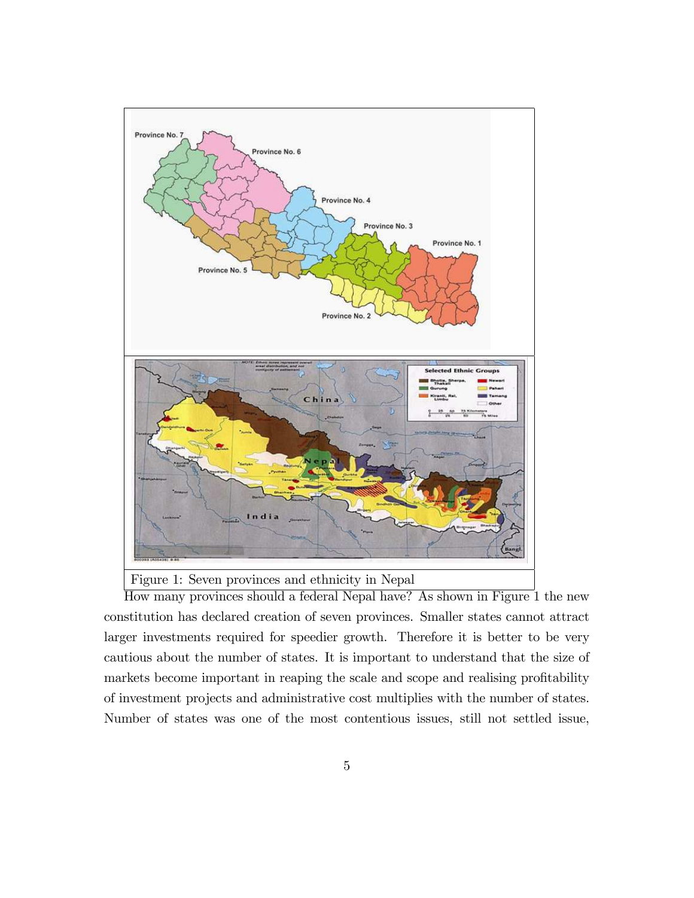Figure 1: Seven provinces and ethnicity in Nepal

How many provinces should a federal Nepal have? As shown in Figure 1 the new constitution has declared creation of seven provinces. Smaller states cannot attract larger investments required for speedier growth. Therefore it is better to be very cautious about the number of states. It is important to understand that the size of markets become important in reaping the scale and scope and realising profitability of investment projects and administrative cost multiplies with the number of states. Number of states was one of the most contentious issues, still not settled issue,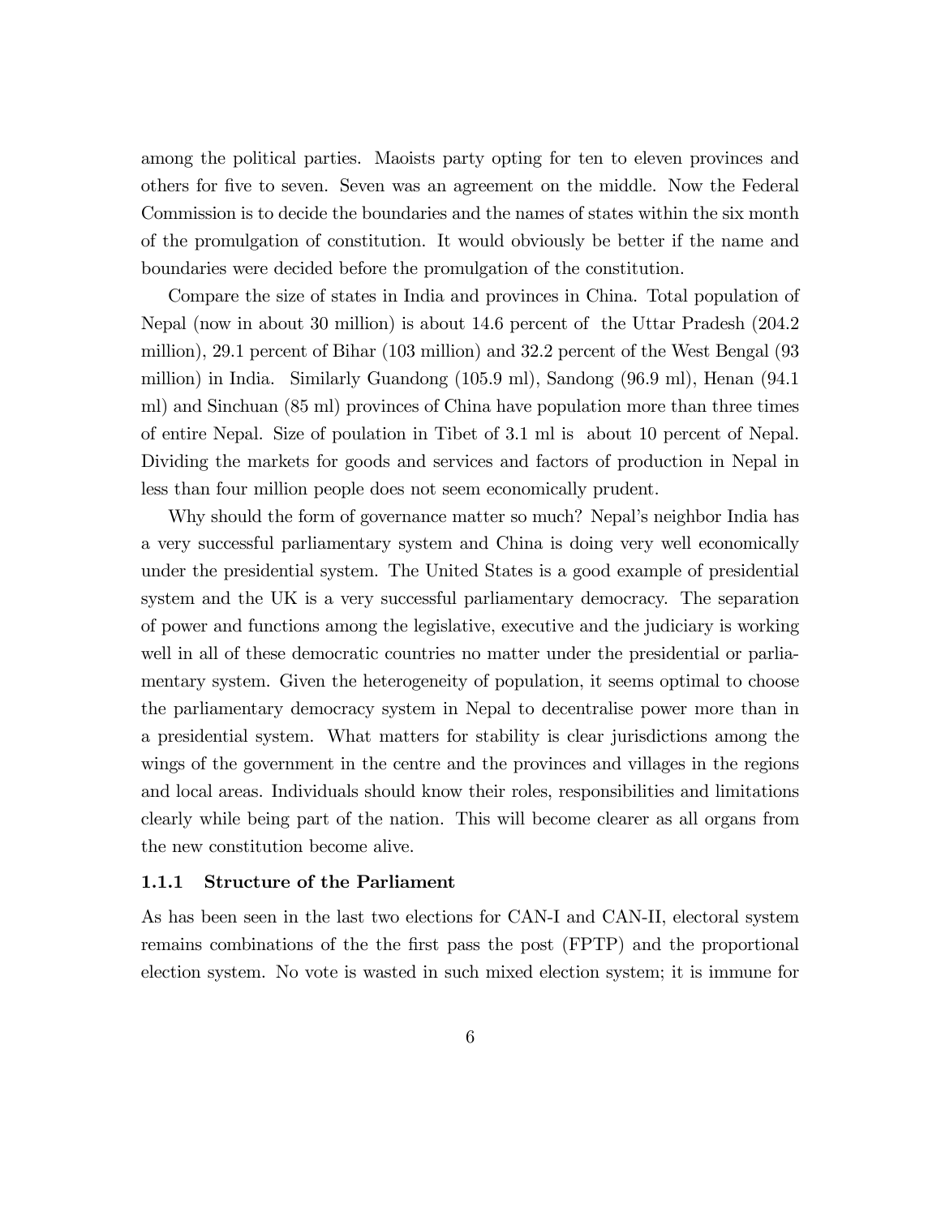among the political parties. Maoists party opting for ten to eleven provinces and others for five to seven. Seven was an agreement on the middle. Now the Federal Commission is to decide the boundaries and the names of states within the six month of the promulgation of constitution. It would obviously be better if the name and boundaries were decided before the promulgation of the constitution.

Compare the size of states in India and provinces in China. Total population of Nepal (now in about 30 million) is about 14.6 percent of the Uttar Pradesh (204.2 million), 29.1 percent of Bihar (103 million) and 32.2 percent of the West Bengal (93 million) in India. Similarly Guandong (105.9 ml), Sandong (96.9 ml), Henan (94.1 ml) and Sinchuan (85 ml) provinces of China have population more than three times of entire Nepal. Size of poulation in Tibet of 3.1 ml is about 10 percent of Nepal. Dividing the markets for goods and services and factors of production in Nepal in less than four million people does not seem economically prudent.

Why should the form of governance matter so much? Nepal's neighbor India has a very successful parliamentary system and China is doing very well economically under the presidential system. The United States is a good example of presidential system and the UK is a very successful parliamentary democracy. The separation of power and functions among the legislative, executive and the judiciary is working well in all of these democratic countries no matter under the presidential or parliamentary system. Given the heterogeneity of population, it seems optimal to choose the parliamentary democracy system in Nepal to decentralise power more than in a presidential system. What matters for stability is clear jurisdictions among the wings of the government in the centre and the provinces and villages in the regions and local areas. Individuals should know their roles, responsibilities and limitations clearly while being part of the nation. This will become clearer as all organs from the new constitution become alive.

### 1.1.1 Structure of the Parliament

As has been seen in the last two elections for CAN-I and CAN-II, electoral system remains combinations of the the first pass the post (FPTP) and the proportional election system. No vote is wasted in such mixed election system; it is immune for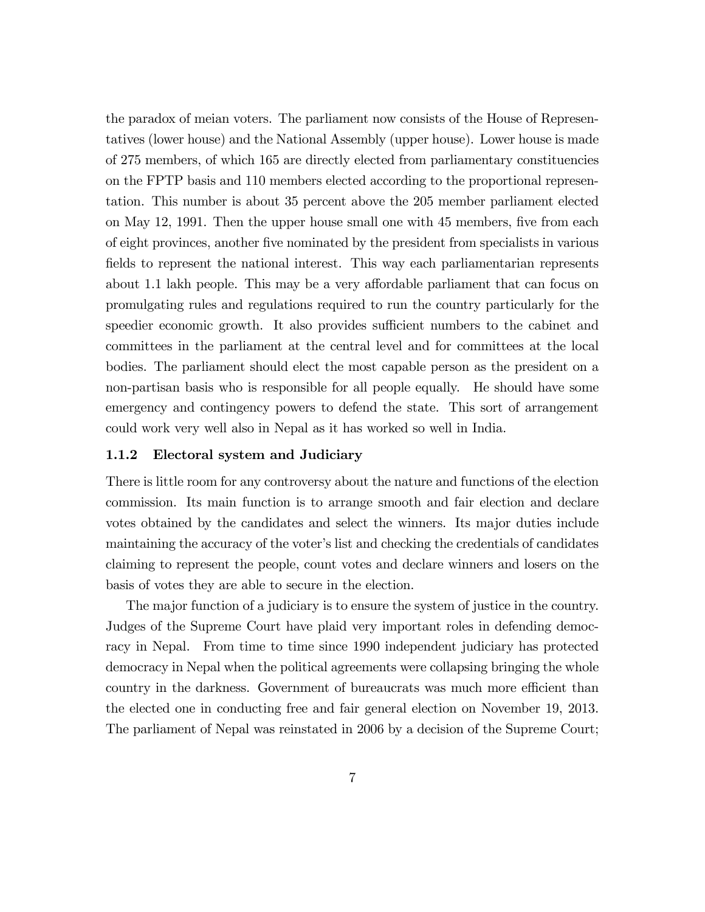the paradox of meian voters. The parliament now consists of the House of Representatives (lower house) and the National Assembly (upper house). Lower house is made of 275 members, of which 165 are directly elected from parliamentary constituencies on the FPTP basis and 110 members elected according to the proportional representation. This number is about 35 percent above the 205 member parliament elected on May 12, 1991. Then the upper house small one with 45 members, five from each of eight provinces, another five nominated by the president from specialists in various fields to represent the national interest. This way each parliamentarian represents about 1.1 lakh people. This may be a very affordable parliament that can focus on promulgating rules and regulations required to run the country particularly for the speedier economic growth. It also provides sufficient numbers to the cabinet and committees in the parliament at the central level and for committees at the local bodies. The parliament should elect the most capable person as the president on a non-partisan basis who is responsible for all people equally. He should have some emergency and contingency powers to defend the state. This sort of arrangement could work very well also in Nepal as it has worked so well in India.

### 1.1.2 Electoral system and Judiciary

There is little room for any controversy about the nature and functions of the election commission. Its main function is to arrange smooth and fair election and declare votes obtained by the candidates and select the winners. Its major duties include maintaining the accuracy of the voter's list and checking the credentials of candidates claiming to represent the people, count votes and declare winners and losers on the basis of votes they are able to secure in the election.

The major function of a judiciary is to ensure the system of justice in the country. Judges of the Supreme Court have plaid very important roles in defending democracy in Nepal. From time to time since 1990 independent judiciary has protected democracy in Nepal when the political agreements were collapsing bringing the whole country in the darkness. Government of bureaucrats was much more efficient than the elected one in conducting free and fair general election on November 19, 2013. The parliament of Nepal was reinstated in 2006 by a decision of the Supreme Court;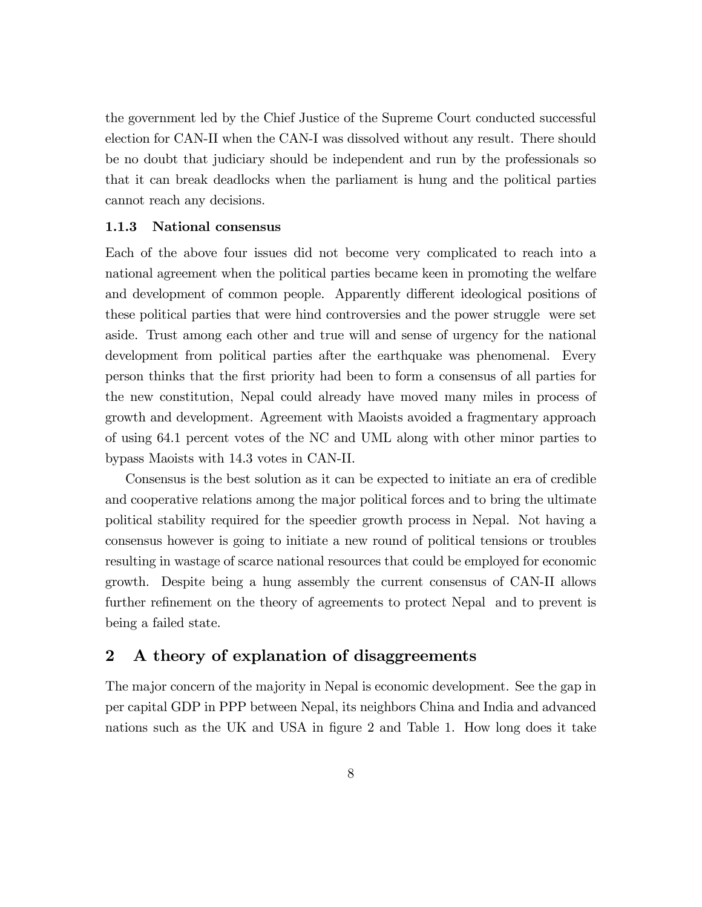the government led by the Chief Justice of the Supreme Court conducted successful election for CAN-II when the CAN-I was dissolved without any result. There should be no doubt that judiciary should be independent and run by the professionals so that it can break deadlocks when the parliament is hung and the political parties cannot reach any decisions.

### 1.1.3 National consensus

Each of the above four issues did not become very complicated to reach into a national agreement when the political parties became keen in promoting the welfare and development of common people. Apparently different ideological positions of these political parties that were hind controversies and the power struggle were set aside. Trust among each other and true will and sense of urgency for the national development from political parties after the earthquake was phenomenal. Every person thinks that the first priority had been to form a consensus of all parties for the new constitution, Nepal could already have moved many miles in process of growth and development. Agreement with Maoists avoided a fragmentary approach of using 64.1 percent votes of the NC and UML along with other minor parties to bypass Maoists with 14.3 votes in CAN-II.

Consensus is the best solution as it can be expected to initiate an era of credible and cooperative relations among the major political forces and to bring the ultimate political stability required for the speedier growth process in Nepal. Not having a consensus however is going to initiate a new round of political tensions or troubles resulting in wastage of scarce national resources that could be employed for economic growth. Despite being a hung assembly the current consensus of CAN-II allows further refinement on the theory of agreements to protect Nepal and to prevent is being a failed state.

## 2 A theory of explanation of disaggreements

The major concern of the majority in Nepal is economic development. See the gap in per capital GDP in PPP between Nepal, its neighbors China and India and advanced nations such as the UK and USA in figure 2 and Table 1. How long does it take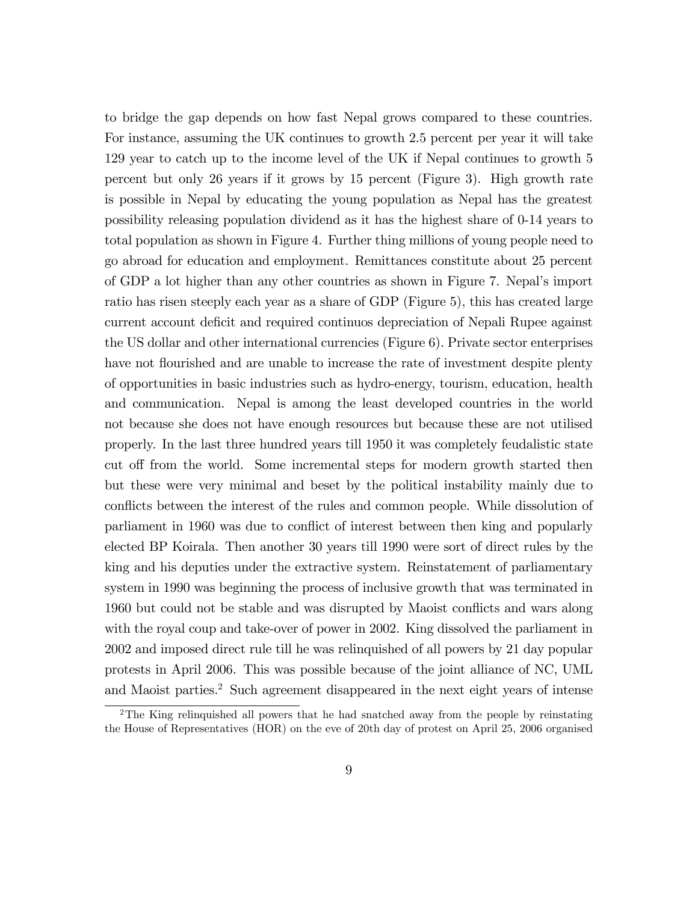to bridge the gap depends on how fast Nepal grows compared to these countries. For instance, assuming the UK continues to growth 2.5 percent per year it will take 129 year to catch up to the income level of the UK if Nepal continues to growth 5 percent but only 26 years if it grows by 15 percent (Figure 3). High growth rate is possible in Nepal by educating the young population as Nepal has the greatest possibility releasing population dividend as it has the highest share of 0-14 years to total population as shown in Figure 4. Further thing millions of young people need to go abroad for education and employment. Remittances constitute about 25 percent of GDP a lot higher than any other countries as shown in Figure 7. Nepal's import ratio has risen steeply each year as a share of GDP (Figure 5), this has created large current account deficit and required continuos depreciation of Nepali Rupee against the US dollar and other international currencies (Figure 6). Private sector enterprises have not flourished and are unable to increase the rate of investment despite plenty of opportunities in basic industries such as hydro-energy, tourism, education, health and communication. Nepal is among the least developed countries in the world not because she does not have enough resources but because these are not utilised properly. In the last three hundred years till 1950 it was completely feudalistic state cut off from the world. Some incremental steps for modern growth started then but these were very minimal and beset by the political instability mainly due to conflicts between the interest of the rules and common people. While dissolution of parliament in 1960 was due to conflict of interest between then king and popularly elected BP Koirala. Then another 30 years till 1990 were sort of direct rules by the king and his deputies under the extractive system. Reinstatement of parliamentary system in 1990 was beginning the process of inclusive growth that was terminated in 1960 but could not be stable and was disrupted by Maoist conflicts and wars along with the royal coup and take-over of power in 2002. King dissolved the parliament in 2002 and imposed direct rule till he was relinquished of all powers by 21 day popular protests in April 2006. This was possible because of the joint alliance of NC, UML and Maoist parties.[2] Such agreement disappeared in the next eight years of intense

[2]The King relinquished all powers that he had snatched away from the people by reinstating the House of Representatives (HOR) on the eve of 20th day of protest on April 25, 2006 organised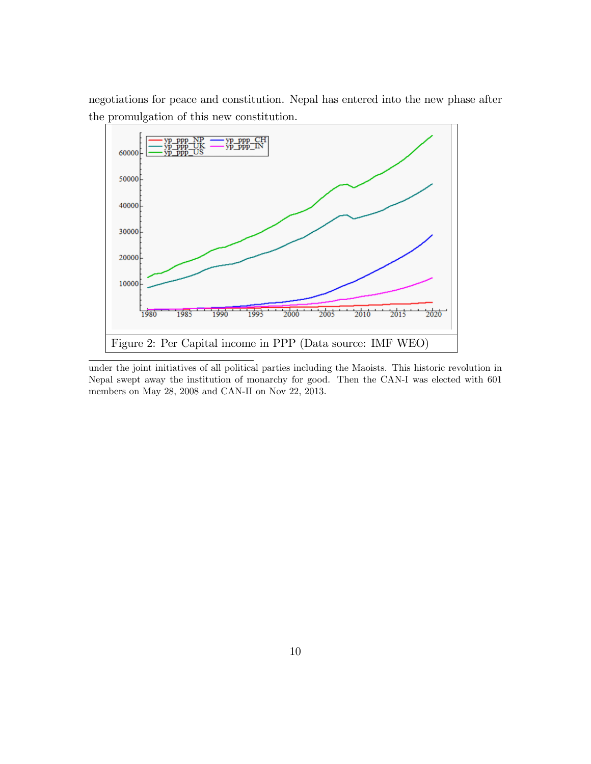negotiations for peace and constitution. Nepal has entered into the new phase after the promulgation of this new constitution.

Figure 2: Per Capital income in PPP (Data source: IMF WEO)

under the joint initiatives of all political parties including the Maoists. This historic revolution in Nepal swept away the institution of monarchy for good. Then the CAN-I was elected with 601 members on May 28, 2008 and CAN-II on Nov 22, 2013.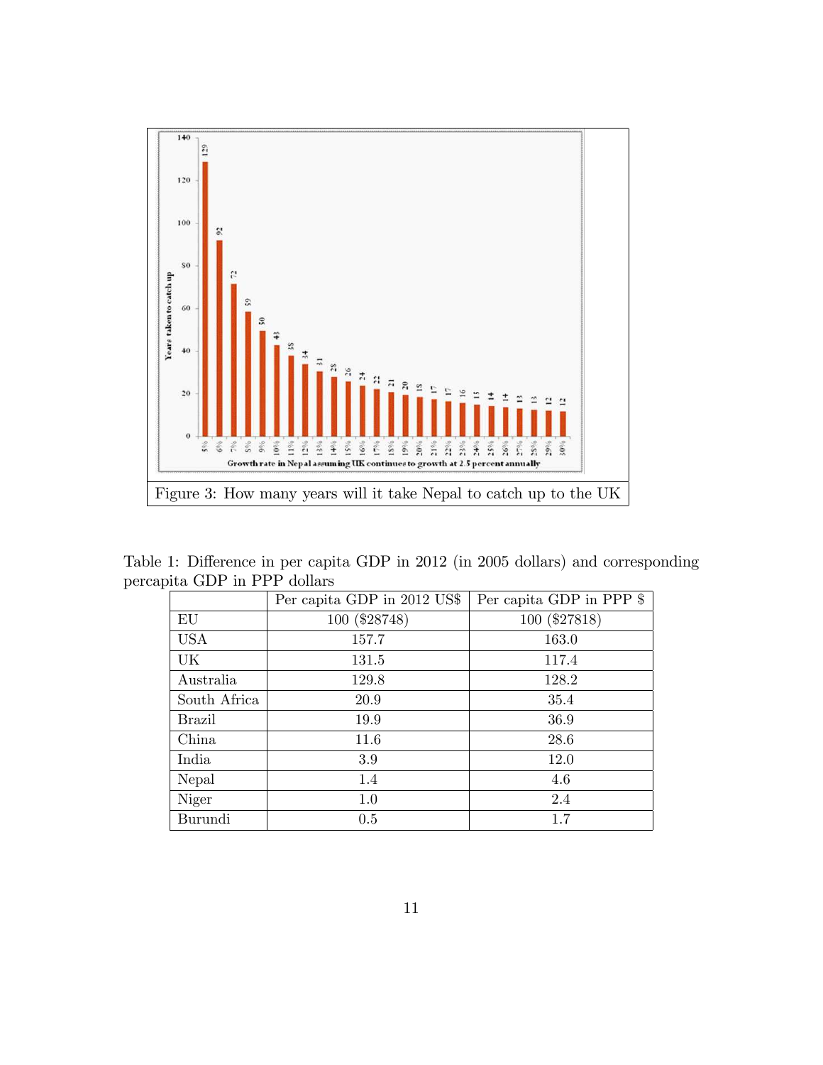Figure 3: How many years will it take Nepal to catch up to the UK

Table 1: Difference in per capita GDP in 2012 (in 2005 dollars) and corresponding percapita GDP in PPP dollars

| | Per capita GDP in 2012 US$ | Per capita GDP in PPP $ |
|---|---|---|
| EU | 100 ($28748) | 100 ($27818) |
| USA | 157.7 | 163.0 |
| UK | 131.5 | 117.4 |
| Australia | 129.8 | 128.2 |
| South Africa | 20.9 | 35.4 |
| Brazil | 19.9 | 36.9 |
| China | 11.6 | 28.6 |
| India | 3.9 | 12.0 |
| Nepal | 1.4 | 4.6 |
| Niger | 1.0 | 2.4 |
| Burundi | 0.5 | 1.7 |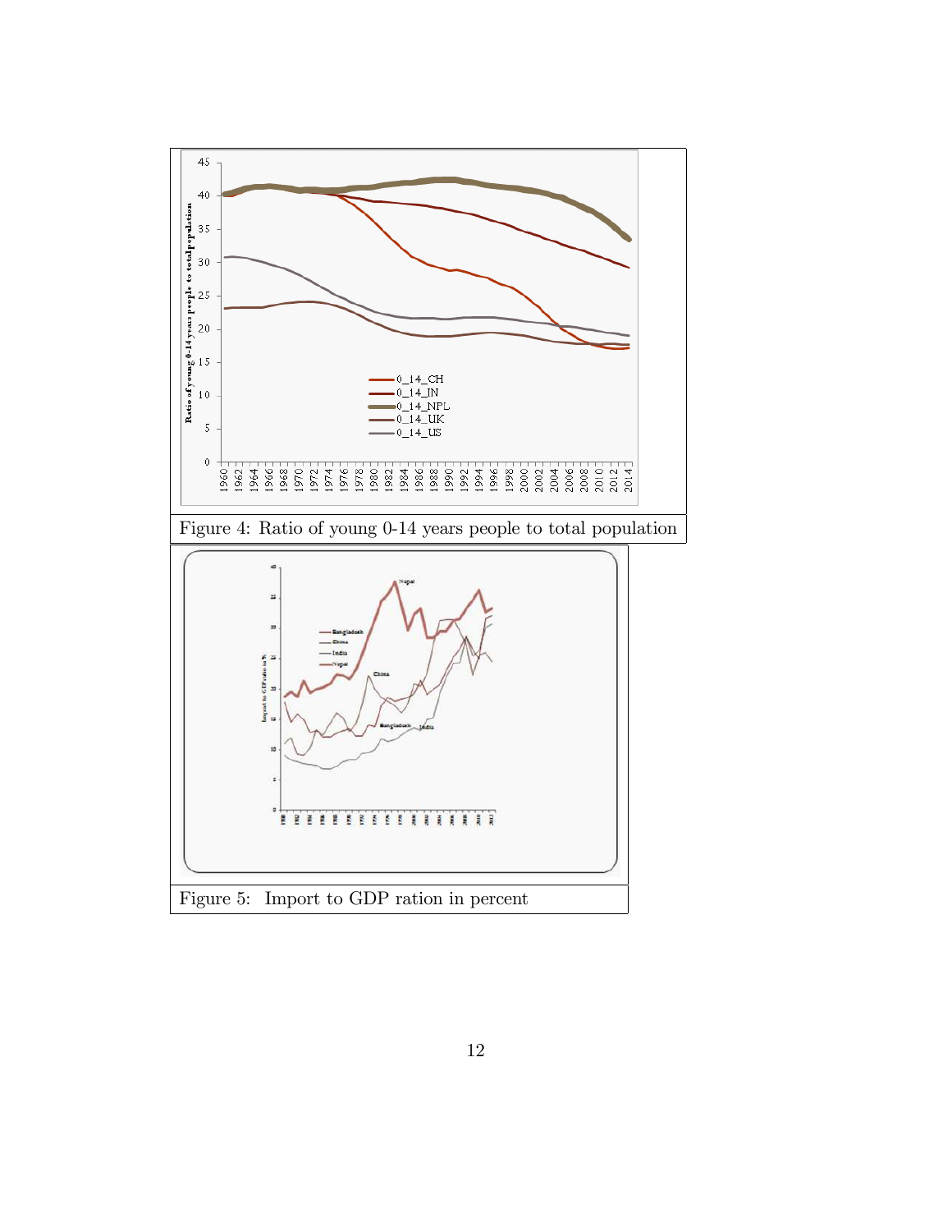Figure 4: Ratio of young 0-14 years people to total population

Figure 5: Import to GDP ration in percent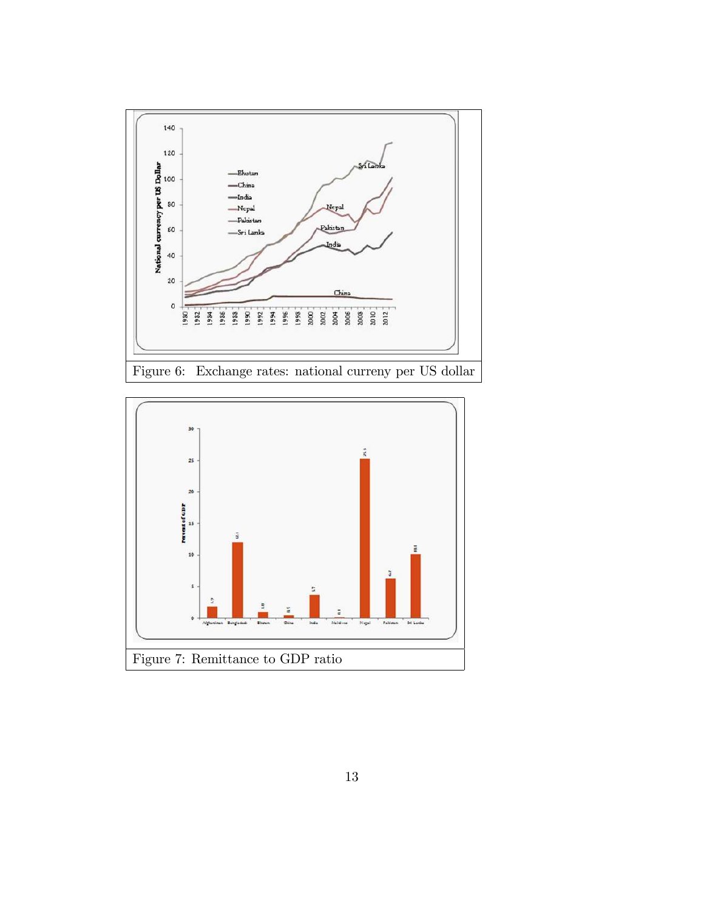Figure 6: Exchange rates: national curreny per US dollar

Figure 7: Remittance to GDP ratio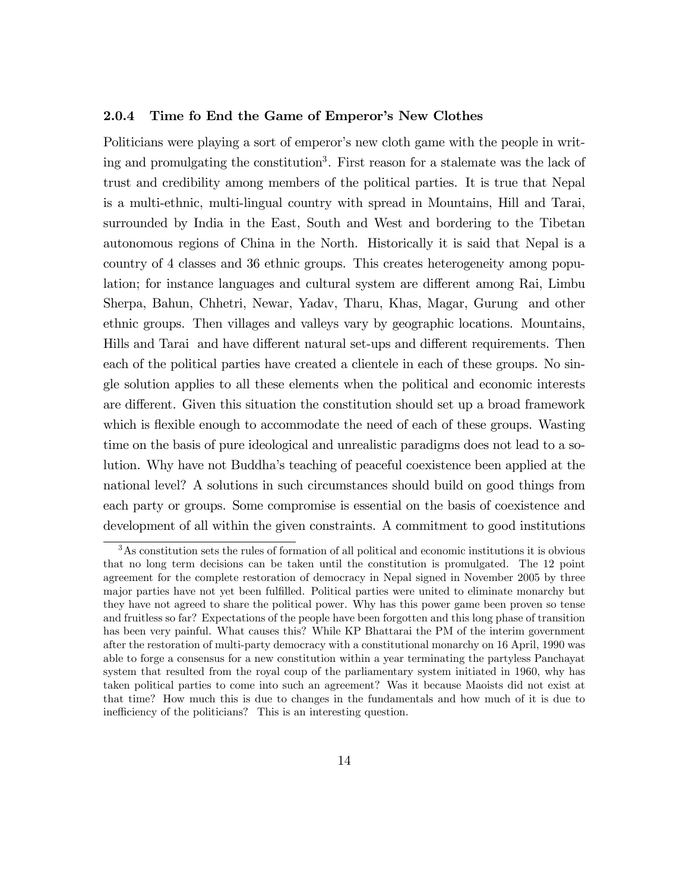### 2.0.4 Time fo End the Game of Emperor's New Clothes

Politicians were playing a sort of emperor's new cloth game with the people in writing and promulgating the constitution[3]. First reason for a stalemate was the lack of trust and credibility among members of the political parties. It is true that Nepal is a multi-ethnic, multi-lingual country with spread in Mountains, Hill and Tarai, surrounded by India in the East, South and West and bordering to the Tibetan autonomous regions of China in the North. Historically it is said that Nepal is a country of 4 classes and 36 ethnic groups. This creates heterogeneity among population; for instance languages and cultural system are different among Rai, Limbu Sherpa, Bahun, Chhetri, Newar, Yadav, Tharu, Khas, Magar, Gurung and other ethnic groups. Then villages and valleys vary by geographic locations. Mountains, Hills and Tarai and have different natural set-ups and different requirements. Then each of the political parties have created a clientele in each of these groups. No single solution applies to all these elements when the political and economic interests are different. Given this situation the constitution should set up a broad framework which is flexible enough to accommodate the need of each of these groups. Wasting time on the basis of pure ideological and unrealistic paradigms does not lead to a solution. Why have not Buddha's teaching of peaceful coexistence been applied at the national level? A solutions in such circumstances should build on good things from each party or groups. Some compromise is essential on the basis of coexistence and development of all within the given constraints. A commitment to good institutions

[3] As constitution sets the rules of formation of all political and economic institutions it is obvious that no long term decisions can be taken until the constitution is promulgated. The 12 point agreement for the complete restoration of democracy in Nepal signed in November 2005 by three major parties have not yet been fulfilled. Political parties were united to eliminate monarchy but they have not agreed to share the political power. Why has this power game been proven so tense and fruitless so far? Expectations of the people have been forgotten and this long phase of transition has been very painful. What causes this? While KP Bhattarai the PM of the interim government after the restoration of multi-party democracy with a constitutional monarchy on 16 April, 1990 was able to forge a consensus for a new constitution within a year terminating the partyless Panchayat system that resulted from the royal coup of the parliamentary system initiated in 1960, why has taken political parties to come into such an agreement? Was it because Maoists did not exist at that time? How much this is due to changes in the fundamentals and how much of it is due to inefficiency of the politicians? This is an interesting question.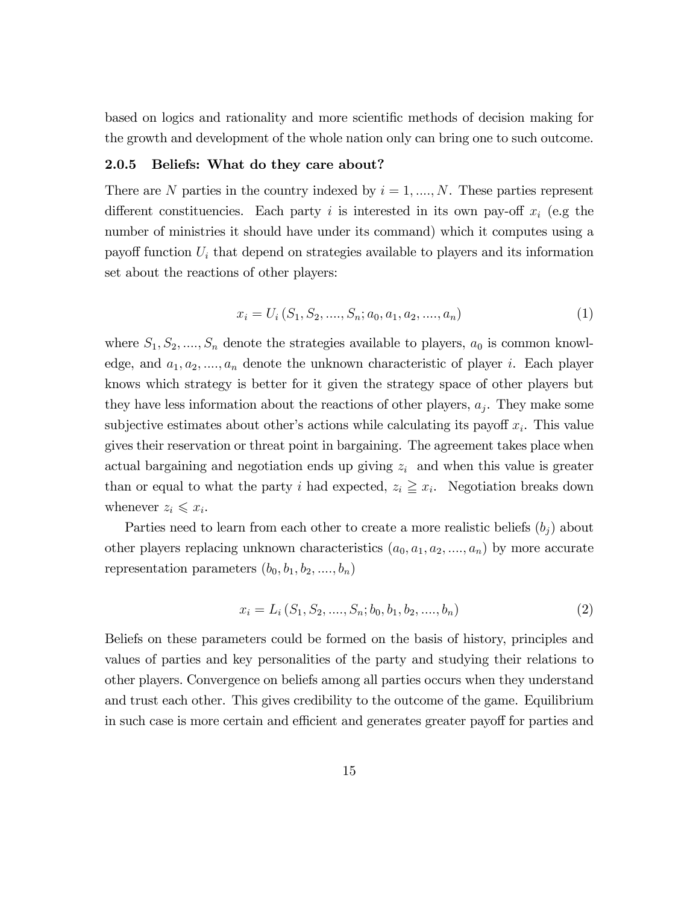based on logics and rationality and more scientific methods of decision making for the growth and development of the whole nation only can bring one to such outcome.

### 2.0.5 Beliefs: What do they care about?

There are $N$ parties in the country indexed by $i = 1, ...., N$. These parties represent different constituencies. Each party $i$ is interested in its own pay-off $x_i$ (e.g the number of ministries it should have under its command) which it computes using a payoff function $U_i$ that depend on strategies available to players and its information set about the reactions of other players:

$$x_i = U_i \left( S_1, S_2, ...., S_n; a_0, a_1, a_2, ...., a_n \right) \tag{1}$$

where $S_1, S_2, ...., S_n$ denote the strategies available to players, $a_0$ is common knowledge, and $a_1, a_2, ...., a_n$ denote the unknown characteristic of player $i$. Each player knows which strategy is better for it given the strategy space of other players but they have less information about the reactions of other players, $a_j$. They make some subjective estimates about other's actions while calculating its payoff $x_i$. This value gives their reservation or threat point in bargaining. The agreement takes place when actual bargaining and negotiation ends up giving $z_i$ and when this value is greater than or equal to what the party $i$ had expected, $z_i \geqq x_i$. Negotiation breaks down whenever $z_i \leqslant x_i$.

Parties need to learn from each other to create a more realistic beliefs $(b_j)$ about other players replacing unknown characteristics $(a_0, a_1, a_2, ...., a_n)$ by more accurate representation parameters $(b_0, b_1, b_2, ...., b_n)$

$$x_i = L_i \left( S_1, S_2, ...., S_n; b_0, b_1, b_2, ...., b_n \right) \tag{2}$$

Beliefs on these parameters could be formed on the basis of history, principles and values of parties and key personalities of the party and studying their relations to other players. Convergence on beliefs among all parties occurs when they understand and trust each other. This gives credibility to the outcome of the game. Equilibrium in such case is more certain and efficient and generates greater payoff for parties and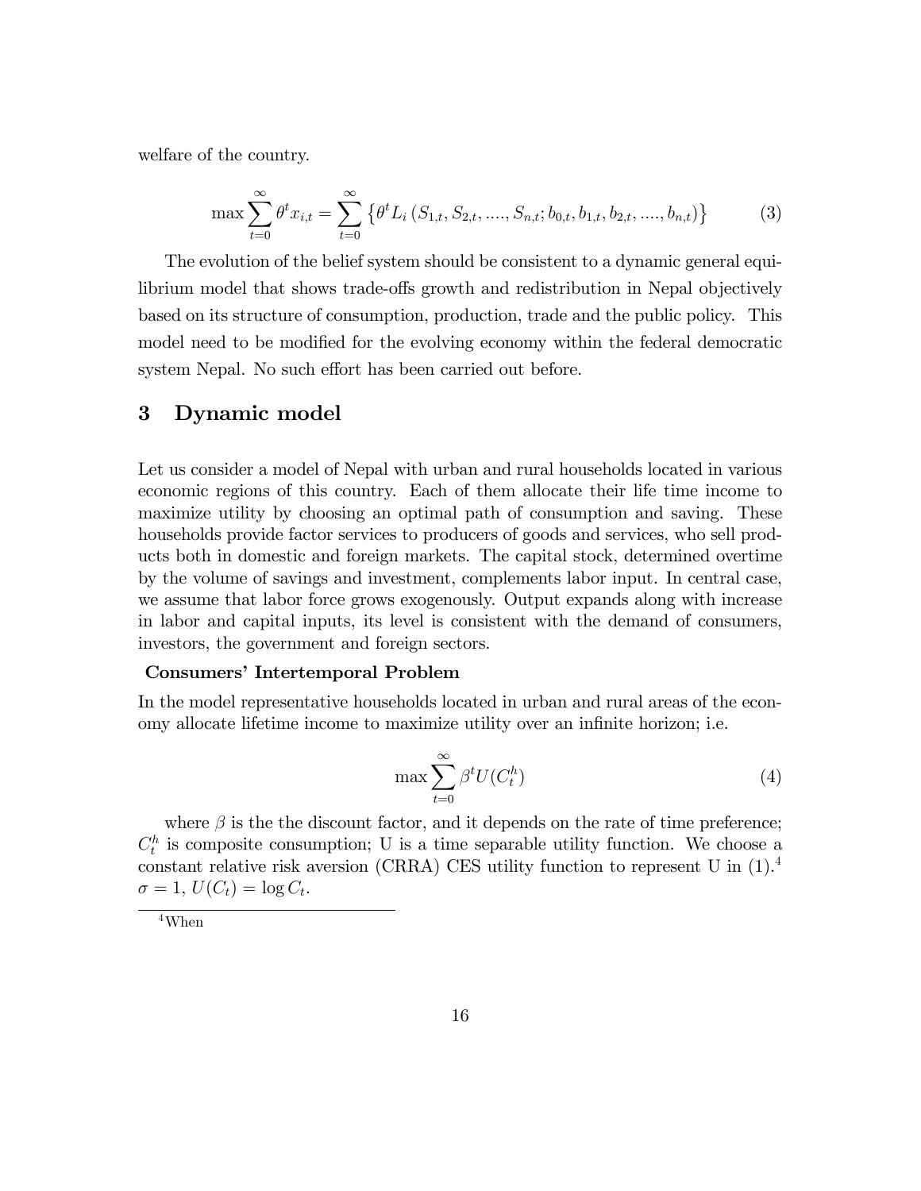welfare of the country.

$$\max \sum_{t=0}^{\infty} \theta^t x_{i,t} = \sum_{t=0}^{\infty} \left\{ \theta^t L_i \left( S_{1,t}, S_{2,t}, ...., S_{n,t}; b_{0,t}, b_{1,t}, b_{2,t}, ...., b_{n,t} \right) \right\} \tag{3}$$

The evolution of the belief system should be consistent to a dynamic general equilibrium model that shows trade-offs growth and redistribution in Nepal objectively based on its structure of consumption, production, trade and the public policy. This model need to be modified for the evolving economy within the federal democratic system Nepal. No such effort has been carried out before.

## 3 Dynamic model

Let us consider a model of Nepal with urban and rural households located in various economic regions of this country. Each of them allocate their life time income to maximize utility by choosing an optimal path of consumption and saving. These households provide factor services to producers of goods and services, who sell products both in domestic and foreign markets. The capital stock, determined overtime by the volume of savings and investment, complements labor input. In central case, we assume that labor force grows exogenously. Output expands along with increase in labor and capital inputs, its level is consistent with the demand of consumers, investors, the government and foreign sectors.

**Consumers' Intertemporal Problem**

In the model representative households located in urban and rural areas of the economy allocate lifetime income to maximize utility over an infinite horizon; i.e.

$$\max \sum_{t=0}^{\infty} \beta^t U(C_t^h) \tag{4}$$

where $\beta$ is the the discount factor, and it depends on the rate of time preference; $C_t^h$ is composite consumption; U is a time separable utility function. We choose a constant relative risk aversion (CRRA) CES utility function to represent U in (1).[4] $\sigma = 1$, $U(C_t) = \log C_t$.

[4] When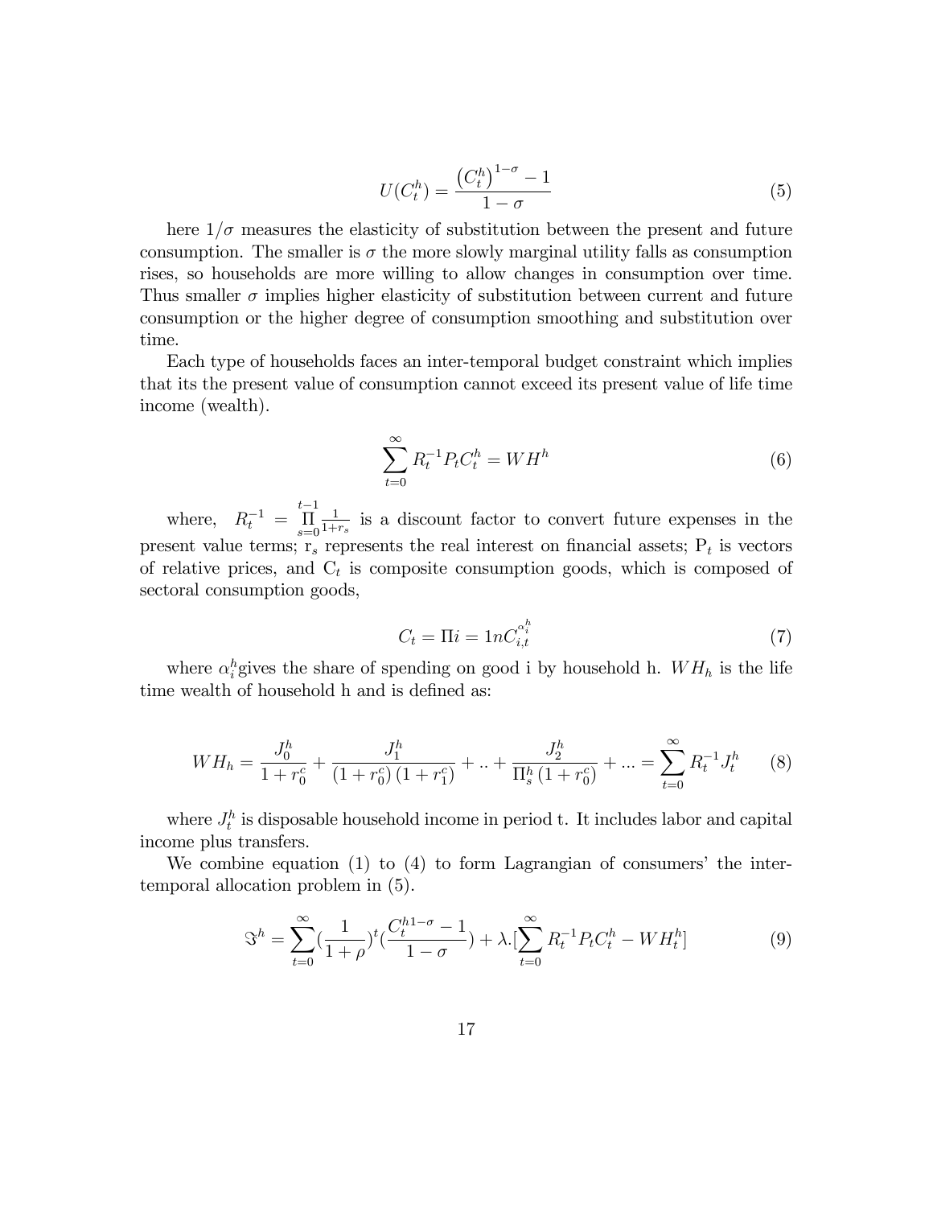$$U(C_t^h) = \frac{\left(C_t^h\right)^{1-\sigma} - 1}{1-\sigma} \tag{5}$$

here $1/\sigma$ measures the elasticity of substitution between the present and future consumption. The smaller is $\sigma$ the more slowly marginal utility falls as consumption rises, so households are more willing to allow changes in consumption over time. Thus smaller $\sigma$ implies higher elasticity of substitution between current and future consumption or the higher degree of consumption smoothing and substitution over time.

Each type of households faces an inter-temporal budget constraint which implies that its the present value of consumption cannot exceed its present value of life time income (wealth).

$$\sum_{t=0}^{\infty} R_t^{-1} P_t C_t^h = WH^h \tag{6}$$

where, $R_t^{-1} = \prod_{s=0}^{t-1} \frac{1}{1+r_s}$ is a discount factor to convert future expenses in the present value terms; $r_s$ represents the real interest on financial assets; $P_t$ is vectors of relative prices, and $C_t$ is composite consumption goods, which is composed of sectoral consumption goods,

$$C_t = \Pi i = 1nC_{i,t}^{\alpha_i^h} \tag{7}$$

where $\alpha_i^h$gives the share of spending on good i by household h. $WH_h$ is the life time wealth of household h and is defined as:

$$WH_h = \frac{J_0^h}{1+r_0^c} + \frac{J_1^h}{\left(1+r_0^c\right)\left(1+r_1^c\right)} + .. + \frac{J_2^h}{\Pi_s^h \left(1+r_0^c\right)} + ... = \sum_{t=0}^{\infty} R_t^{-1} J_t^h \tag{8}$$

where $J_t^h$ is disposable household income in period t. It includes labor and capital income plus transfers.

We combine equation (1) to (4) to form Lagrangian of consumers' the inter-temporal allocation problem in (5).

$$\Im^h = \sum_{t=0}^{\infty} \left(\frac{1}{1+\rho}\right)^t \left(\frac{C_t^{h1-\sigma} - 1}{1-\sigma}\right) + \lambda.\left[\sum_{t=0}^{\infty} R_t^{-1} P_t C_t^h - WH_t^h\right] \tag{9}$$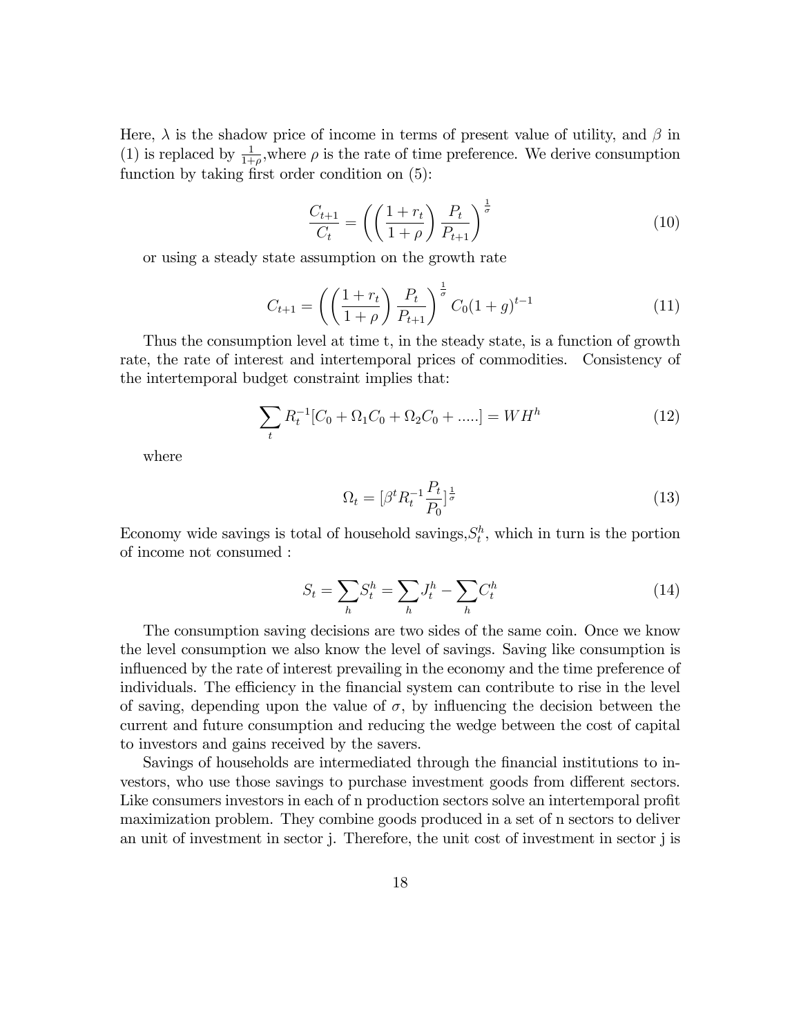Here, $\lambda$ is the shadow price of income in terms of present value of utility, and $\beta$ in (1) is replaced by $\frac{1}{1+\rho}$,where $\rho$ is the rate of time preference. We derive consumption function by taking first order condition on (5):

$$\frac{C_{t+1}}{C_t} = \left( \left( \frac{1+r_t}{1+\rho} \right) \frac{P_t}{P_{t+1}} \right)^{\frac{1}{\sigma}} \tag{10}$$

or using a steady state assumption on the growth rate

$$C_{t+1} = \left( \left( \frac{1+r_t}{1+\rho} \right) \frac{P_t}{P_{t+1}} \right)^{\frac{1}{\sigma}} C_0(1+g)^{t-1} \tag{11}$$

Thus the consumption level at time t, in the steady state, is a function of growth rate, the rate of interest and intertemporal prices of commodities. Consistency of the intertemporal budget constraint implies that:

$$\sum_t R_t^{-1}[C_0 + \Omega_1 C_0 + \Omega_2 C_0 + .....] = WH^h \tag{12}$$

where

$$\Omega_t = [\beta^t R_t^{-1} \frac{P_t}{P_0}]^{\frac{1}{\sigma}} \tag{13}$$

Economy wide savings is total of household savings,$S_t^h$, which in turn is the portion of income not consumed :

$$S_t = \sum_h S_t^h = \sum_h J_t^h - \sum_h C_t^h \tag{14}$$

The consumption saving decisions are two sides of the same coin. Once we know the level consumption we also know the level of savings. Saving like consumption is influenced by the rate of interest prevailing in the economy and the time preference of individuals. The efficiency in the financial system can contribute to rise in the level of saving, depending upon the value of $\sigma$, by influencing the decision between the current and future consumption and reducing the wedge between the cost of capital to investors and gains received by the savers.

Savings of households are intermediated through the financial institutions to investors, who use those savings to purchase investment goods from different sectors. Like consumers investors in each of n production sectors solve an intertemporal profit maximization problem. They combine goods produced in a set of n sectors to deliver an unit of investment in sector j. Therefore, the unit cost of investment in sector j is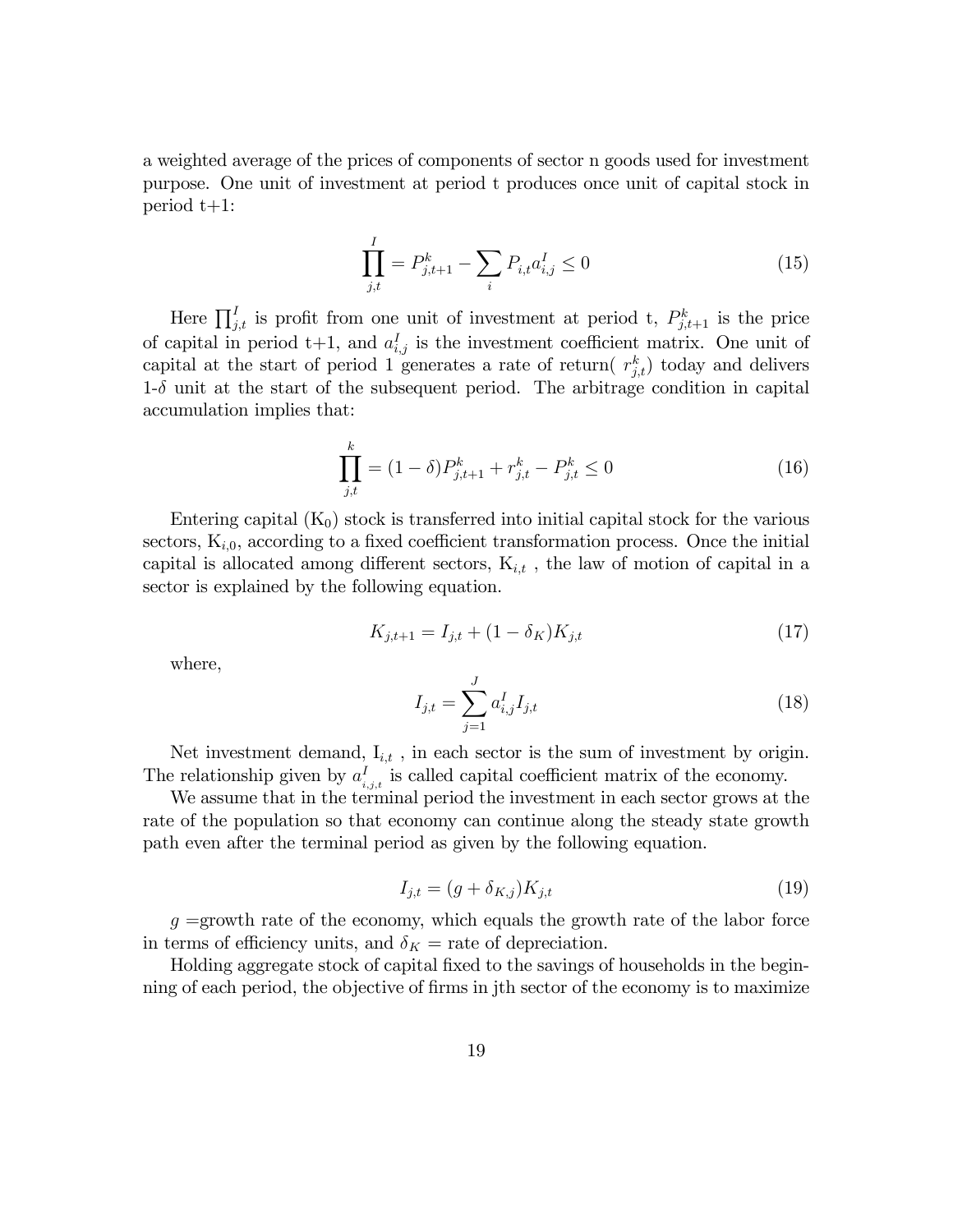a weighted average of the prices of components of sector n goods used for investment purpose. One unit of investment at period t produces once unit of capital stock in period t+1:

$$\prod_{j,t}^{I} = P^{k}_{j,t+1} - \sum_{i} P_{i,t} a^{I}_{i,j} \leq 0 \tag{15}$$

Here $\prod_{j,t}^{I}$ is profit from one unit of investment at period t, $P^{k}_{j,t+1}$ is the price of capital in period t+1, and $a^{I}_{i,j}$ is the investment coefficient matrix. One unit of capital at the start of period 1 generates a rate of return( $r^{k}_{j,t}$) today and delivers 1-$\delta$ unit at the start of the subsequent period. The arbitrage condition in capital accumulation implies that:

$$\prod_{j,t}^{k} = (1-\delta) P^{k}_{j,t+1} + r^{k}_{j,t} - P^{k}_{j,t} \leq 0 \tag{16}$$

Entering capital ($K_0$) stock is transferred into initial capital stock for the various sectors, $K_{i,0}$, according to a fixed coefficient transformation process. Once the initial capital is allocated among different sectors, $K_{i,t}$ , the law of motion of capital in a sector is explained by the following equation.

$$K_{j,t+1} = I_{j,t} + (1-\delta_K) K_{j,t} \tag{17}$$

where,

$$I_{j,t} = \sum_{j=1}^{J} a^{I}_{i,j} I_{j,t} \tag{18}$$

Net investment demand, $I_{i,t}$ , in each sector is the sum of investment by origin. The relationship given by $a^{I}_{i,j,t}$ is called capital coefficient matrix of the economy.

We assume that in the terminal period the investment in each sector grows at the rate of the population so that economy can continue along the steady state growth path even after the terminal period as given by the following equation.

$$I_{j,t} = (g + \delta_{K,j}) K_{j,t} \tag{19}$$

$g$ =growth rate of the economy, which equals the growth rate of the labor force in terms of efficiency units, and $\delta_K$ = rate of depreciation.

Holding aggregate stock of capital fixed to the savings of households in the beginning of each period, the objective of firms in jth sector of the economy is to maximize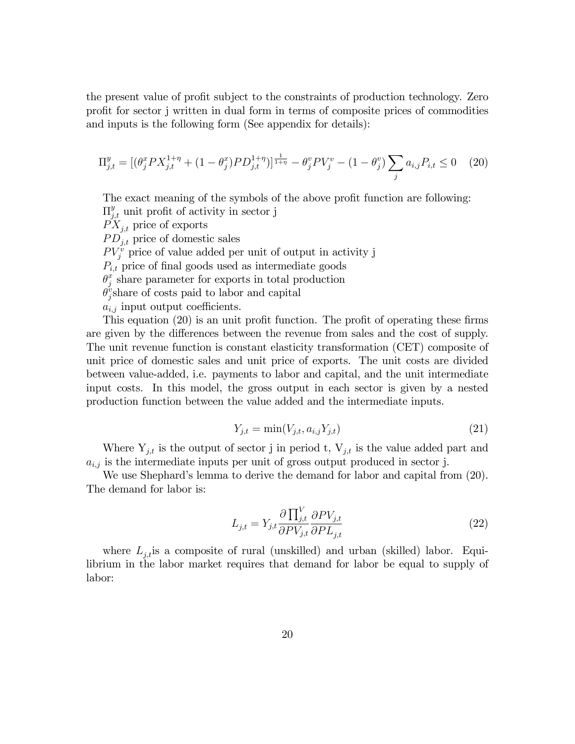the present value of profit subject to the constraints of production technology. Zero profit for sector j written in dual form in terms of composite prices of commodities and inputs is the following form (See appendix for details):

$$\Pi^y_{j,t} = [(\theta^x_j PX^{1+\eta}_{j,t} + (1-\theta^x_j) PD^{1+\eta}_{j,t})]^{\frac{1}{1+\eta}} - \theta^v_j PV^v_j - (1-\theta^v_j) \sum_j a_{i,j} P_{i,t} \leq 0 \quad (20)$$

The exact meaning of the symbols of the above profit function are following:

$\Pi^y_{j,t}$ unit profit of activity in sector j

$PX_{j,t}$ price of exports

$PD_{j,t}$ price of domestic sales

$PV^v_j$ price of value added per unit of output in activity j

$P_{i,t}$ price of final goods used as intermediate goods

$\theta^x_j$ share parameter for exports in total production

$\theta^v_j$share of costs paid to labor and capital

$a_{i,j}$ input output coefficients.

This equation (20) is an unit profit function. The profit of operating these firms are given by the differences between the revenue from sales and the cost of supply. The unit revenue function is constant elasticity transformation (CET) composite of unit price of domestic sales and unit price of exports. The unit costs are divided between value-added, i.e. payments to labor and capital, and the unit intermediate input costs. In this model, the gross output in each sector is given by a nested production function between the value added and the intermediate inputs.

$$Y_{j,t} = \min(V_{j,t}, a_{i,j} Y_{j,t}) \quad (21)$$

Where $Y_{j,t}$ is the output of sector j in period t, $V_{j,t}$ is the value added part and $a_{i,j}$ is the intermediate inputs per unit of gross output produced in sector j.

We use Shephard's lemma to derive the demand for labor and capital from (20). The demand for labor is:

$$L_{j,t} = Y_{j,t} \frac{\partial \prod^V_{j,t}}{\partial PV_{j,t}} \frac{\partial PV_{j,t}}{\partial PL_{j,t}} \quad (22)$$

where $L_{j,t}$is a composite of rural (unskilled) and urban (skilled) labor. Equilibrium in the labor market requires that demand for labor be equal to supply of labor: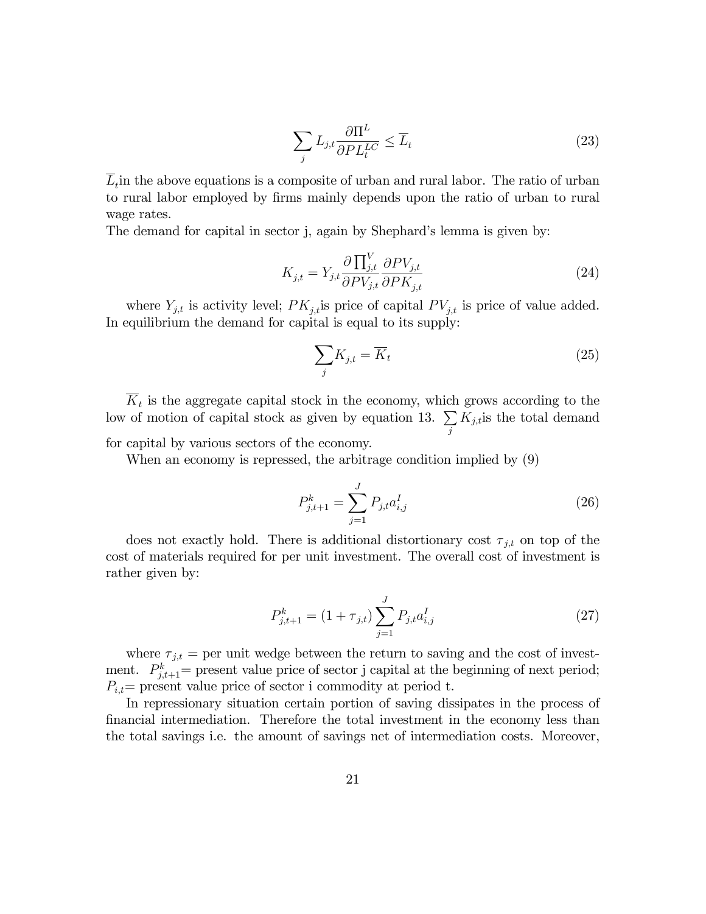$$\sum_j L_{j,t} \frac{\partial \Pi^L}{\partial PL_t^{LC}} \leq \overline{L}_t \tag{23}$$

$\overline{L}_t$in the above equations is a composite of urban and rural labor. The ratio of urban to rural labor employed by firms mainly depends upon the ratio of urban to rural wage rates.
The demand for capital in sector j, again by Shephard's lemma is given by:

$$K_{j,t} = Y_{j,t} \frac{\partial \prod_{j,t}^V}{\partial PV_{j,t}} \frac{\partial PV_{j,t}}{\partial PK_{j,t}} \tag{24}$$

where $Y_{j,t}$ is activity level; $PK_{j,t}$is price of capital $PV_{j,t}$ is price of value added. In equilibrium the demand for capital is equal to its supply:

$$\sum_j K_{j,t} = \overline{K}_t \tag{25}$$

$\overline{K}_t$ is the aggregate capital stock in the economy, which grows according to the low of motion of capital stock as given by equation 13. $\sum_j K_{j,t}$is the total demand for capital by various sectors of the economy.

When an economy is repressed, the arbitrage condition implied by (9)

$$P_{j,t+1}^k = \sum_{j=1}^J P_{j,t} a_{i,j}^I \tag{26}$$

does not exactly hold. There is additional distortionary cost $\tau_{j,t}$ on top of the cost of materials required for per unit investment. The overall cost of investment is rather given by:

$$P_{j,t+1}^k = (1 + \tau_{j,t}) \sum_{j=1}^J P_{j,t} a_{i,j}^I \tag{27}$$

where $\tau_{j,t}$ = per unit wedge between the return to saving and the cost of investment. $P_{j,t+1}^k$= present value price of sector j capital at the beginning of next period; $P_{i,t}$= present value price of sector i commodity at period t.

In repressionary situation certain portion of saving dissipates in the process of financial intermediation. Therefore the total investment in the economy less than the total savings i.e. the amount of savings net of intermediation costs. Moreover,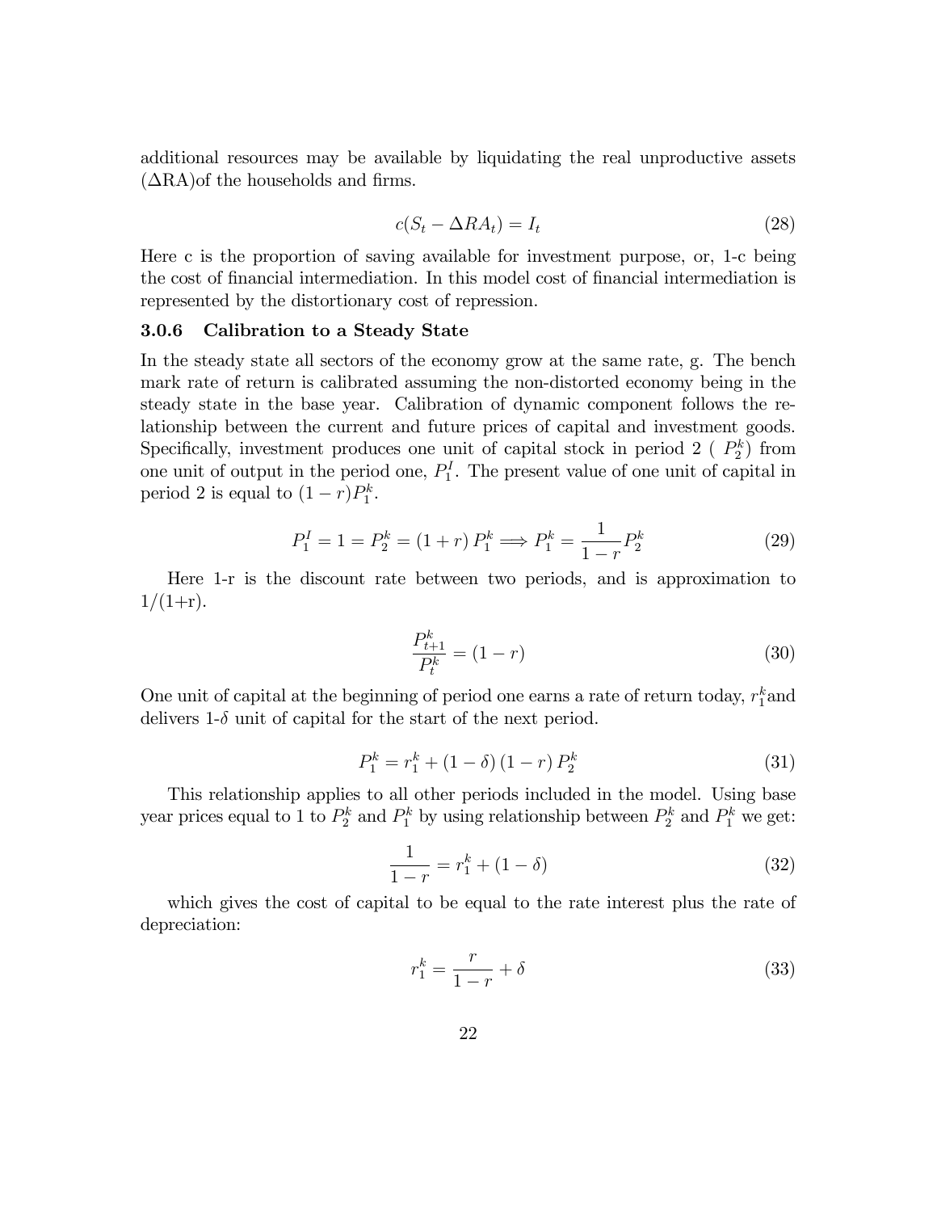additional resources may be available by liquidating the real unproductive assets ($\Delta$RA)of the households and firms.

$$c(S_t - \Delta RA_t) = I_t \tag{28}$$

Here c is the proportion of saving available for investment purpose, or, 1-c being the cost of financial intermediation. In this model cost of financial intermediation is represented by the distortionary cost of repression.

### 3.0.6 Calibration to a Steady State

In the steady state all sectors of the economy grow at the same rate, g. The bench mark rate of return is calibrated assuming the non-distorted economy being in the steady state in the base year. Calibration of dynamic component follows the relationship between the current and future prices of capital and investment goods. Specifically, investment produces one unit of capital stock in period 2 ( $P_2^k$) from one unit of output in the period one, $P_1^I$. The present value of one unit of capital in period 2 is equal to $(1-r)P_1^k$.

$$P_1^I = 1 = P_2^k = (1+r)\,P_1^k \Longrightarrow P_1^k = \frac{1}{1-r}P_2^k \tag{29}$$

Here 1-r is the discount rate between two periods, and is approximation to 1/(1+r).

$$\frac{P_{t+1}^k}{P_t^k} = (1-r) \tag{30}$$

One unit of capital at the beginning of period one earns a rate of return today, $r_1^k$and delivers 1-$\delta$ unit of capital for the start of the next period.

$$P_1^k = r_1^k + (1-\delta)\,(1-r)\,P_2^k \tag{31}$$

This relationship applies to all other periods included in the model. Using base year prices equal to 1 to $P_2^k$ and $P_1^k$ by using relationship between $P_2^k$ and $P_1^k$ we get:

$$\frac{1}{1-r} = r_1^k + (1-\delta) \tag{32}$$

which gives the cost of capital to be equal to the rate interest plus the rate of depreciation:

$$r_1^k = \frac{r}{1-r} + \delta \tag{33}$$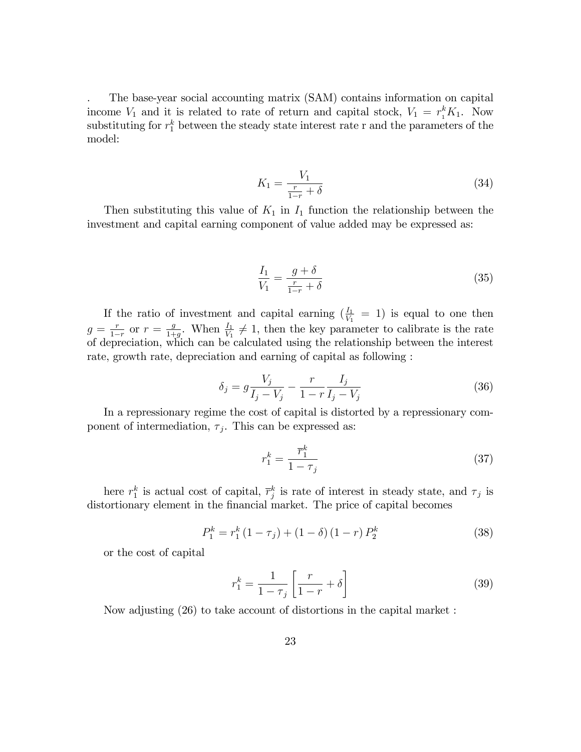. The base-year social accounting matrix (SAM) contains information on capital income $V_1$ and it is related to rate of return and capital stock, $V_1 = r_1^k K_1$. Now substituting for $r_1^k$ between the steady state interest rate r and the parameters of the model:

$$K_1 = \frac{V_1}{\frac{r}{1-r} + \delta} \tag{34}$$

Then substituting this value of $K_1$ in $I_1$ function the relationship between the investment and capital earning component of value added may be expressed as:

$$\frac{I_1}{V_1} = \frac{g + \delta}{\frac{r}{1-r} + \delta} \tag{35}$$

If the ratio of investment and capital earning ($\frac{I_1}{V_1} = 1$) is equal to one then $g = \frac{r}{1-r}$ or $r = \frac{g}{1+g}$. When $\frac{I_1}{V_1} \neq 1$, then the key parameter to calibrate is the rate of depreciation, which can be calculated using the relationship between the interest rate, growth rate, depreciation and earning of capital as following :

$$\delta_j = g \frac{V_j}{I_j - V_j} - \frac{r}{1-r} \frac{I_j}{I_j - V_j} \tag{36}$$

In a repressionary regime the cost of capital is distorted by a repressionary component of intermediation, $\tau_j$. This can be expressed as:

$$r_1^k = \frac{\overline{r}_1^k}{1 - \tau_j} \tag{37}$$

here $r_1^k$ is actual cost of capital, $\overline{r}_j^k$ is rate of interest in steady state, and $\tau_j$ is distortionary element in the financial market. The price of capital becomes

$$P_1^k = r_1^k (1 - \tau_j) + (1 - \delta)(1 - r) P_2^k \tag{38}$$

or the cost of capital

$$r_1^k = \frac{1}{1 - \tau_j} \left[ \frac{r}{1-r} + \delta \right] \tag{39}$$

Now adjusting (26) to take account of distortions in the capital market :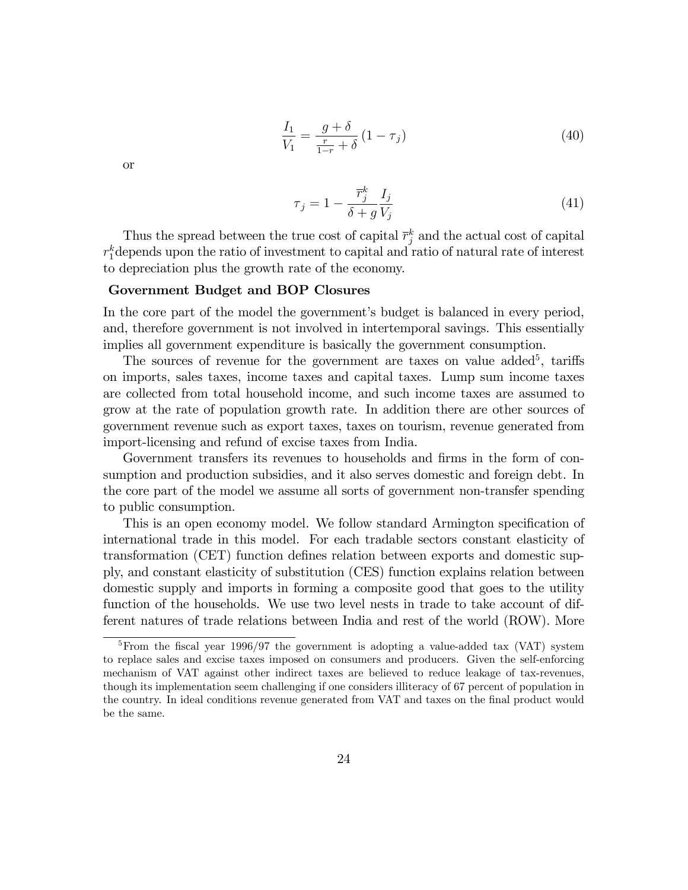$$\frac{I_1}{V_1} = \frac{g + \delta}{\frac{r}{1-r} + \delta} (1 - \tau_j) \tag{40}$$

or

$$\tau_j = 1 - \frac{\bar{r}_j^k}{\delta + g} \frac{I_j}{V_j} \tag{41}$$

Thus the spread between the true cost of capital $\bar{r}_j^k$ and the actual cost of capital $r_1^k$depends upon the ratio of investment to capital and ratio of natural rate of interest to depreciation plus the growth rate of the economy.

**Government Budget and BOP Closures**

In the core part of the model the government's budget is balanced in every period, and, therefore government is not involved in intertemporal savings. This essentially implies all government expenditure is basically the government consumption.

The sources of revenue for the government are taxes on value added[5], tariffs on imports, sales taxes, income taxes and capital taxes. Lump sum income taxes are collected from total household income, and such income taxes are assumed to grow at the rate of population growth rate. In addition there are other sources of government revenue such as export taxes, taxes on tourism, revenue generated from import-licensing and refund of excise taxes from India.

Government transfers its revenues to households and firms in the form of consumption and production subsidies, and it also serves domestic and foreign debt. In the core part of the model we assume all sorts of government non-transfer spending to public consumption.

This is an open economy model. We follow standard Armington specification of international trade in this model. For each tradable sectors constant elasticity of transformation (CET) function defines relation between exports and domestic supply, and constant elasticity of substitution (CES) function explains relation between domestic supply and imports in forming a composite good that goes to the utility function of the households. We use two level nests in trade to take account of different natures of trade relations between India and rest of the world (ROW). More

[5] From the fiscal year 1996/97 the government is adopting a value-added tax (VAT) system to replace sales and excise taxes imposed on consumers and producers. Given the self-enforcing mechanism of VAT against other indirect taxes are believed to reduce leakage of tax-revenues, though its implementation seem challenging if one considers illiteracy of 67 percent of population in the country. In ideal conditions revenue generated from VAT and taxes on the final product would be the same.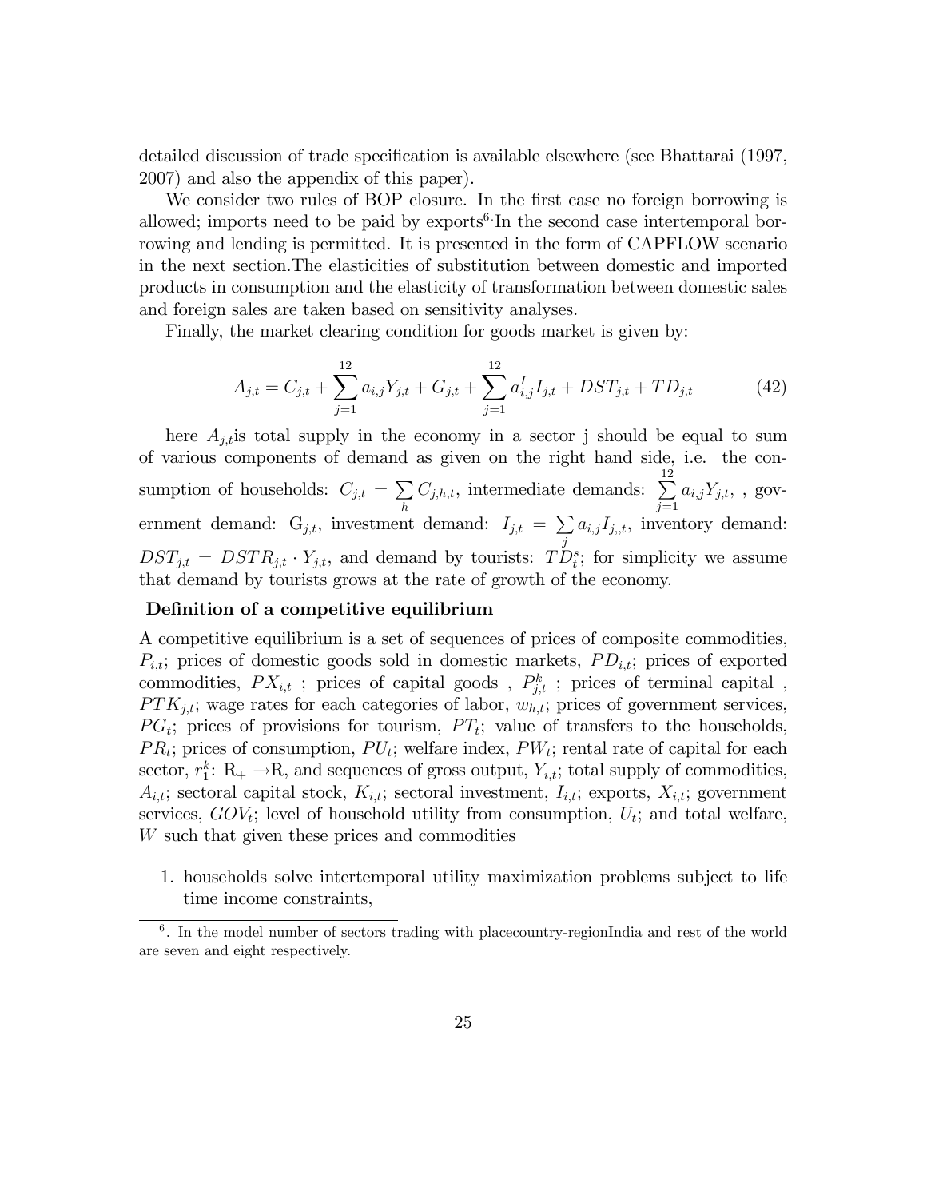detailed discussion of trade specification is available elsewhere (see Bhattarai (1997, 2007) and also the appendix of this paper).

We consider two rules of BOP closure. In the first case no foreign borrowing is allowed; imports need to be paid by exports[6]·In the second case intertemporal borrowing and lending is permitted. It is presented in the form of CAPFLOW scenario in the next section.The elasticities of substitution between domestic and imported products in consumption and the elasticity of transformation between domestic sales and foreign sales are taken based on sensitivity analyses.

Finally, the market clearing condition for goods market is given by:

$$A_{j,t} = C_{j,t} + \sum_{j=1}^{12} a_{i,j} Y_{j,t} + G_{j,t} + \sum_{j=1}^{12} a_{i,j}^{I} I_{j,t} + DST_{j,t} + TD_{j,t} \tag{42}$$

here $A_{j,t}$is total supply in the economy in a sector j should be equal to sum of various components of demand as given on the right hand side, i.e. the consumption of households: $C_{j,t} = \sum_{h} C_{j,h,t}$, intermediate demands: $\sum_{j=1}^{12} a_{i,j} Y_{j,t}$, , government demand: $G_{j,t}$, investment demand: $I_{j,t} = \sum_{j} a_{i,j} I_{j,,t}$, inventory demand: $DST_{j,t} = DSTR_{j,t} \cdot Y_{j,t}$, and demand by tourists: $TD_{t}^{s}$; for simplicity we assume that demand by tourists grows at the rate of growth of the economy.

**Definition of a competitive equilibrium**

A competitive equilibrium is a set of sequences of prices of composite commodities, $P_{i,t}$; prices of domestic goods sold in domestic markets, $PD_{i,t}$; prices of exported commodities, $PX_{i,t}$ ; prices of capital goods , $P_{j,t}^{k}$ ; prices of terminal capital , $PTK_{j,t}$; wage rates for each categories of labor, $w_{h,t}$; prices of government services, $PG_t$; prices of provisions for tourism, $PT_t$; value of transfers to the households, $PR_t$; prices of consumption, $PU_t$; welfare index, $PW_t$; rental rate of capital for each sector, $r_1^k$: $\mathrm{R}_+ \rightarrow \mathrm{R}$, and sequences of gross output, $Y_{i,t}$; total supply of commodities, $A_{i,t}$; sectoral capital stock, $K_{i,t}$; sectoral investment, $I_{i,t}$; exports, $X_{i,t}$; government services, $GOV_t$; level of household utility from consumption, $U_t$; and total welfare, $W$ such that given these prices and commodities

1. households solve intertemporal utility maximization problems subject to life time income constraints,

[6]. In the model number of sectors trading with placecountry-regionIndia and rest of the world are seven and eight respectively.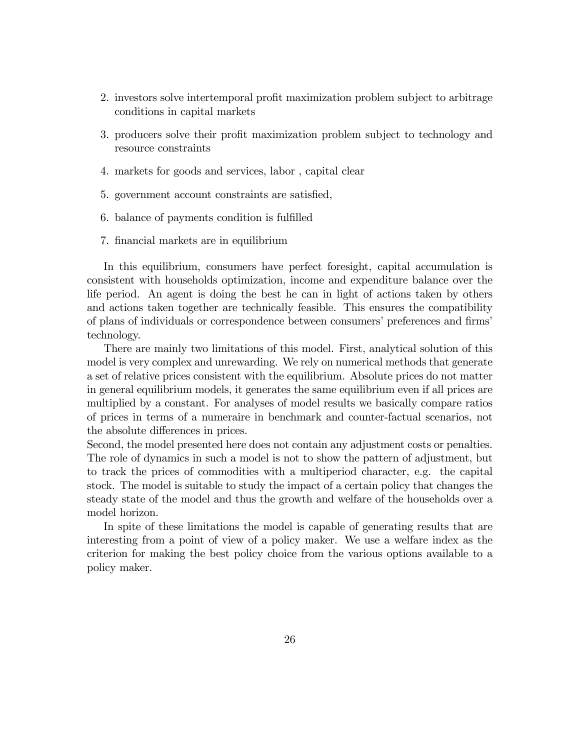2. investors solve intertemporal profit maximization problem subject to arbitrage conditions in capital markets

3. producers solve their profit maximization problem subject to technology and resource constraints

4. markets for goods and services, labor , capital clear

5. government account constraints are satisfied,

6. balance of payments condition is fulfilled

7. financial markets are in equilibrium

In this equilibrium, consumers have perfect foresight, capital accumulation is consistent with households optimization, income and expenditure balance over the life period. An agent is doing the best he can in light of actions taken by others and actions taken together are technically feasible. This ensures the compatibility of plans of individuals or correspondence between consumers' preferences and firms' technology.

There are mainly two limitations of this model. First, analytical solution of this model is very complex and unrewarding. We rely on numerical methods that generate a set of relative prices consistent with the equilibrium. Absolute prices do not matter in general equilibrium models, it generates the same equilibrium even if all prices are multiplied by a constant. For analyses of model results we basically compare ratios of prices in terms of a numeraire in benchmark and counter-factual scenarios, not the absolute differences in prices.
Second, the model presented here does not contain any adjustment costs or penalties. The role of dynamics in such a model is not to show the pattern of adjustment, but to track the prices of commodities with a multiperiod character, e.g. the capital stock. The model is suitable to study the impact of a certain policy that changes the steady state of the model and thus the growth and welfare of the households over a model horizon.

In spite of these limitations the model is capable of generating results that are interesting from a point of view of a policy maker. We use a welfare index as the criterion for making the best policy choice from the various options available to a policy maker.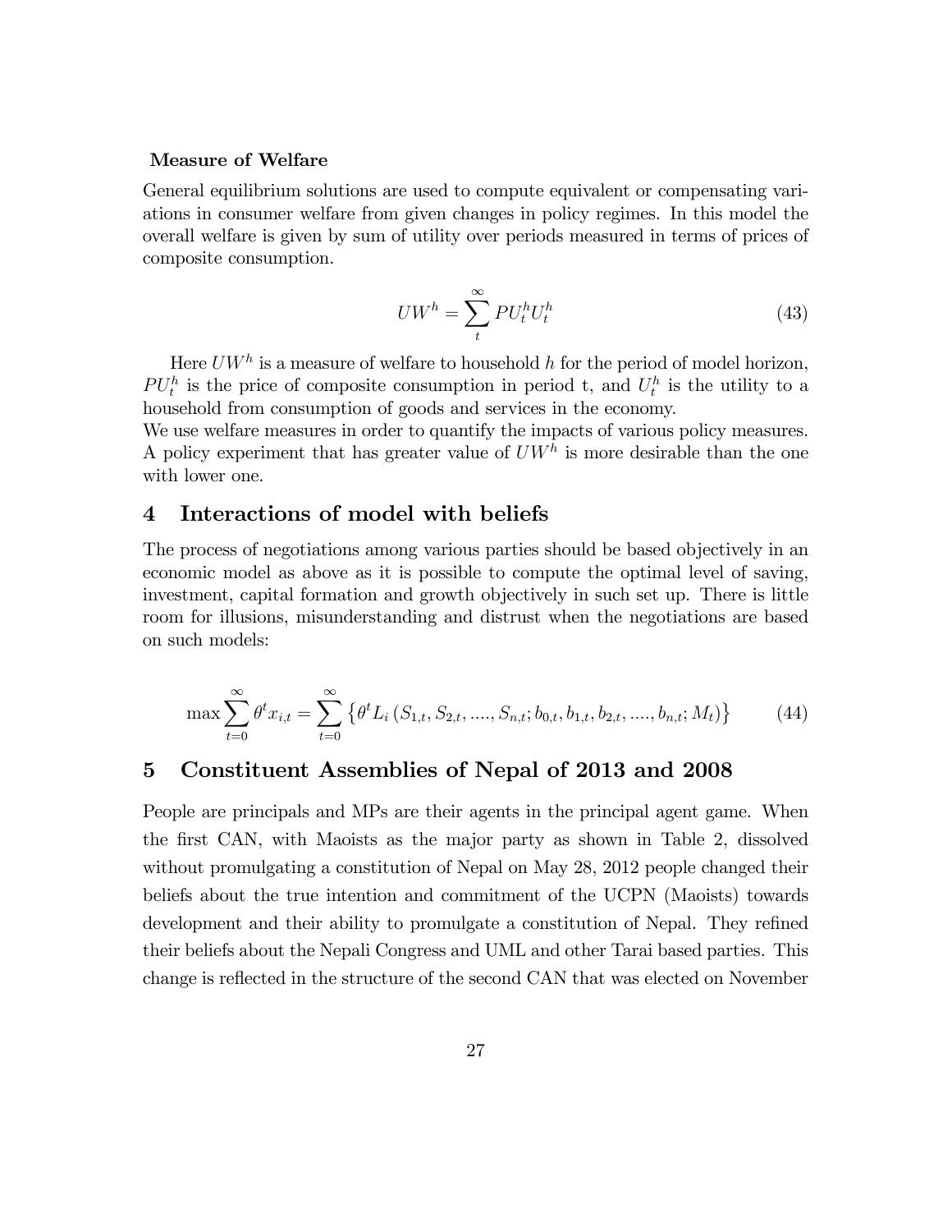**Measure of Welfare**

General equilibrium solutions are used to compute equivalent or compensating variations in consumer welfare from given changes in policy regimes. In this model the overall welfare is given by sum of utility over periods measured in terms of prices of composite consumption.

$$UW^h = \sum_t^{\infty} PU_t^h U_t^h \tag{43}$$

Here $UW^h$ is a measure of welfare to household $h$ for the period of model horizon, $PU_t^h$ is the price of composite consumption in period t, and $U_t^h$ is the utility to a household from consumption of goods and services in the economy.
We use welfare measures in order to quantify the impacts of various policy measures. A policy experiment that has greater value of $UW^h$ is more desirable than the one with lower one.

## 4 Interactions of model with beliefs

The process of negotiations among various parties should be based objectively in an economic model as above as it is possible to compute the optimal level of saving, investment, capital formation and growth objectively in such set up. There is little room for illusions, misunderstanding and distrust when the negotiations are based on such models:

$$\max \sum_{t=0}^{\infty} \theta^t x_{i,t} = \sum_{t=0}^{\infty} \left\{ \theta^t L_i \left( S_{1,t}, S_{2,t}, ...., S_{n,t}; b_{0,t}, b_{1,t}, b_{2,t}, ...., b_{n,t}; M_t \right) \right\} \tag{44}$$

## 5 Constituent Assemblies of Nepal of 2013 and 2008

People are principals and MPs are their agents in the principal agent game. When the first CAN, with Maoists as the major party as shown in Table 2, dissolved without promulgating a constitution of Nepal on May 28, 2012 people changed their beliefs about the true intention and commitment of the UCPN (Maoists) towards development and their ability to promulgate a constitution of Nepal. They refined their beliefs about the Nepali Congress and UML and other Tarai based parties. This change is reflected in the structure of the second CAN that was elected on November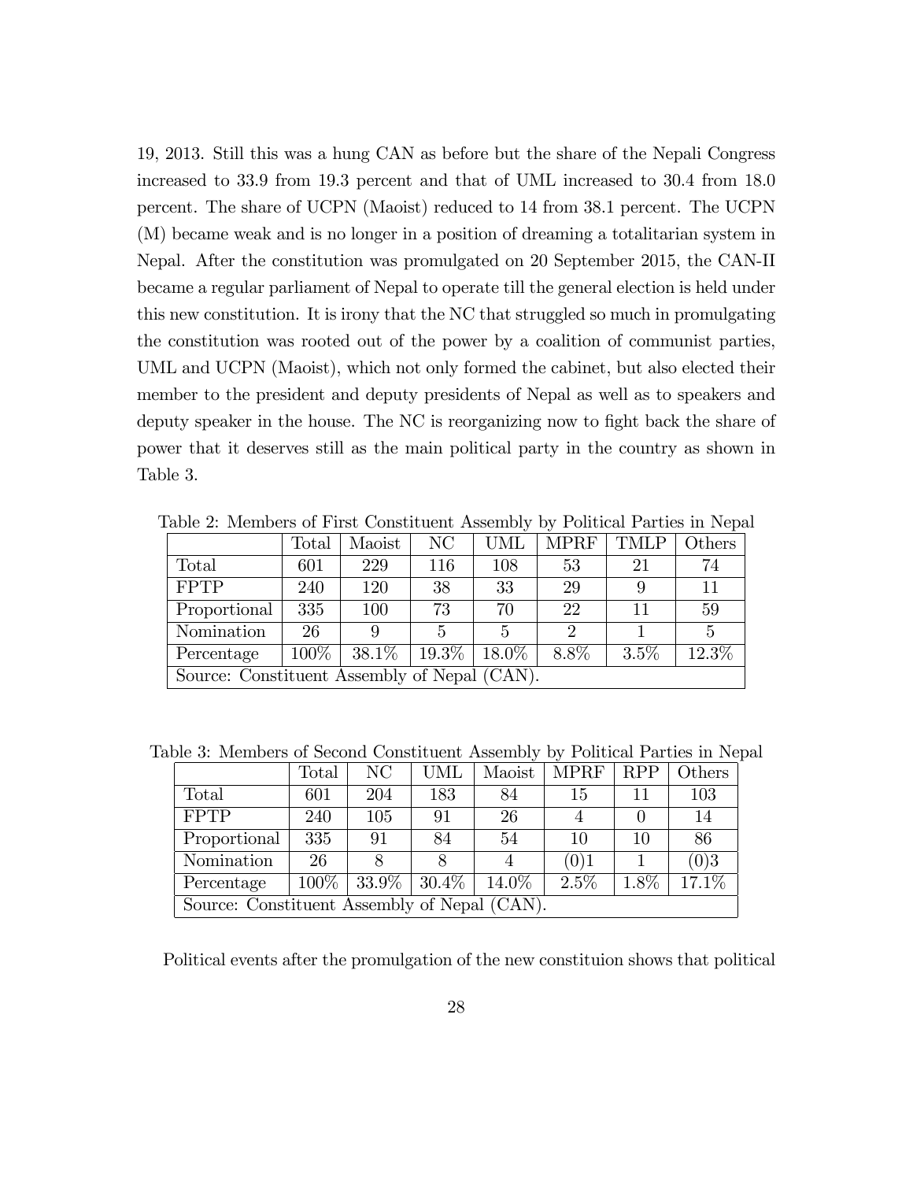19, 2013. Still this was a hung CAN as before but the share of the Nepali Congress increased to 33.9 from 19.3 percent and that of UML increased to 30.4 from 18.0 percent. The share of UCPN (Maoist) reduced to 14 from 38.1 percent. The UCPN (M) became weak and is no longer in a position of dreaming a totalitarian system in Nepal. After the constitution was promulgated on 20 September 2015, the CAN-II became a regular parliament of Nepal to operate till the general election is held under this new constitution. It is irony that the NC that struggled so much in promulgating the constitution was rooted out of the power by a coalition of communist parties, UML and UCPN (Maoist), which not only formed the cabinet, but also elected their member to the president and deputy presidents of Nepal as well as to speakers and deputy speaker in the house. The NC is reorganizing now to fight back the share of power that it deserves still as the main political party in the country as shown in Table 3.

Table 2: Members of First Constituent Assembly by Political Parties in Nepal

| | Total | Maoist | NC | UML | MPRF | TMLP | Others |
|---|---|---|---|---|---|---|---|
| Total | 601 | 229 | 116 | 108 | 53 | 21 | 74 |
| FPTP | 240 | 120 | 38 | 33 | 29 | 9 | 11 |
| Proportional | 335 | 100 | 73 | 70 | 22 | 11 | 59 |
| Nomination | 26 | 9 | 5 | 5 | 2 | 1 | 5 |
| Percentage | 100% | 38.1% | 19.3% | 18.0% | 8.8% | 3.5% | 12.3% |
| Source: Constituent Assembly of Nepal (CAN). | | | | | | | |

Table 3: Members of Second Constituent Assembly by Political Parties in Nepal

| | Total | NC | UML | Maoist | MPRF | RPP | Others |
|---|---|---|---|---|---|---|---|
| Total | 601 | 204 | 183 | 84 | 15 | 11 | 103 |
| FPTP | 240 | 105 | 91 | 26 | 4 | 0 | 14 |
| Proportional | 335 | 91 | 84 | 54 | 10 | 10 | 86 |
| Nomination | 26 | 8 | 8 | 4 | (0)1 | 1 | (0)3 |
| Percentage | 100% | 33.9% | 30.4% | 14.0% | 2.5% | 1.8% | 17.1% |
| Source: Constituent Assembly of Nepal (CAN). | | | | | | | |

Political events after the promulgation of the new constituion shows that political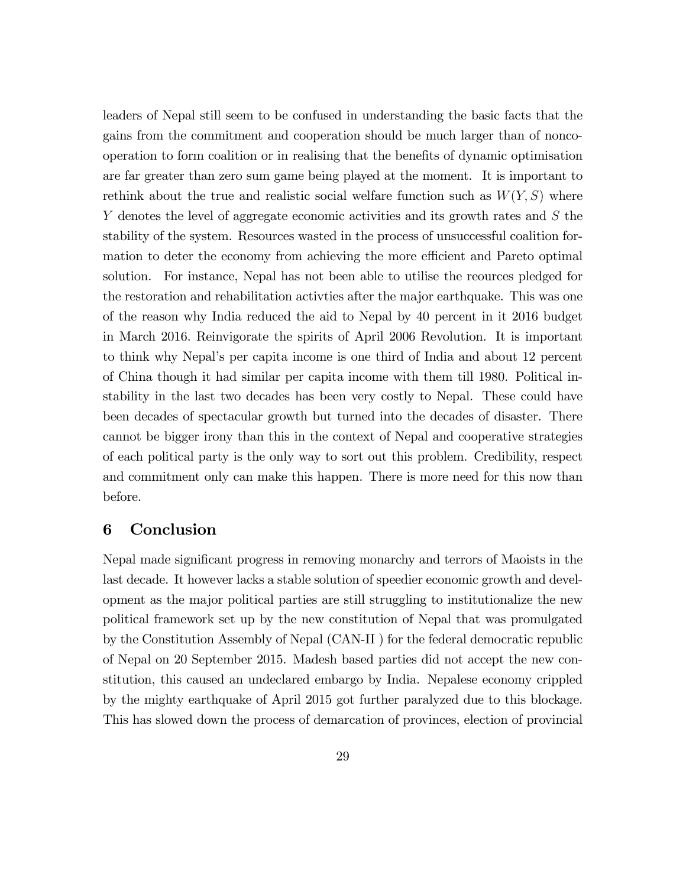leaders of Nepal still seem to be confused in understanding the basic facts that the gains from the commitment and cooperation should be much larger than of noncooperation to form coalition or in realising that the benefits of dynamic optimisation are far greater than zero sum game being played at the moment. It is important to rethink about the true and realistic social welfare function such as $W(Y, S)$ where $Y$ denotes the level of aggregate economic activities and its growth rates and $S$ the stability of the system. Resources wasted in the process of unsuccessful coalition formation to deter the economy from achieving the more efficient and Pareto optimal solution. For instance, Nepal has not been able to utilise the reources pledged for the restoration and rehabilitation activties after the major earthquake. This was one of the reason why India reduced the aid to Nepal by 40 percent in it 2016 budget in March 2016. Reinvigorate the spirits of April 2006 Revolution. It is important to think why Nepal's per capita income is one third of India and about 12 percent of China though it had similar per capita income with them till 1980. Political instability in the last two decades has been very costly to Nepal. These could have been decades of spectacular growth but turned into the decades of disaster. There cannot be bigger irony than this in the context of Nepal and cooperative strategies of each political party is the only way to sort out this problem. Credibility, respect and commitment only can make this happen. There is more need for this now than before.

## 6 Conclusion

Nepal made significant progress in removing monarchy and terrors of Maoists in the last decade. It however lacks a stable solution of speedier economic growth and development as the major political parties are still struggling to institutionalize the new political framework set up by the new constitution of Nepal that was promulgated by the Constitution Assembly of Nepal (CAN-II ) for the federal democratic republic of Nepal on 20 September 2015. Madesh based parties did not accept the new constitution, this caused an undeclared embargo by India. Nepalese economy crippled by the mighty earthquake of April 2015 got further paralyzed due to this blockage. This has slowed down the process of demarcation of provinces, election of provincial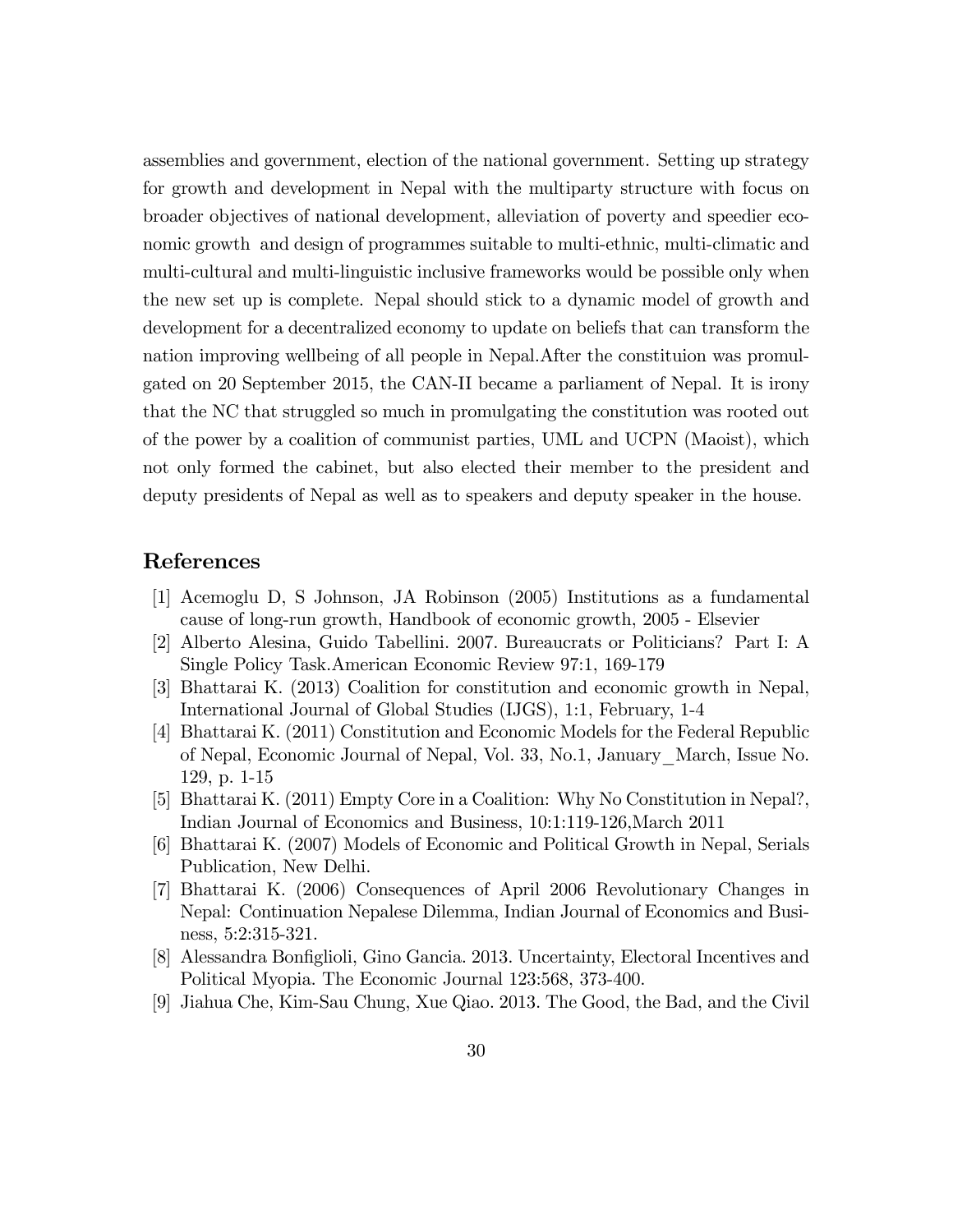assemblies and government, election of the national government. Setting up strategy for growth and development in Nepal with the multiparty structure with focus on broader objectives of national development, alleviation of poverty and speedier economic growth and design of programmes suitable to multi-ethnic, multi-climatic and multi-cultural and multi-linguistic inclusive frameworks would be possible only when the new set up is complete. Nepal should stick to a dynamic model of growth and development for a decentralized economy to update on beliefs that can transform the nation improving wellbeing of all people in Nepal.After the constituion was promulgated on 20 September 2015, the CAN-II became a parliament of Nepal. It is irony that the NC that struggled so much in promulgating the constitution was rooted out of the power by a coalition of communist parties, UML and UCPN (Maoist), which not only formed the cabinet, but also elected their member to the president and deputy presidents of Nepal as well as to speakers and deputy speaker in the house.

## References

[1] Acemoglu D, S Johnson, JA Robinson (2005) Institutions as a fundamental cause of long-run growth, Handbook of economic growth, 2005 - Elsevier

[2] Alberto Alesina, Guido Tabellini. 2007. Bureaucrats or Politicians? Part I: A Single Policy Task.American Economic Review 97:1, 169-179

[3] Bhattarai K. (2013) Coalition for constitution and economic growth in Nepal, International Journal of Global Studies (IJGS), 1:1, February, 1-4

[4] Bhattarai K. (2011) Constitution and Economic Models for the Federal Republic of Nepal, Economic Journal of Nepal, Vol. 33, No.1, January_March, Issue No. 129, p. 1-15

[5] Bhattarai K. (2011) Empty Core in a Coalition: Why No Constitution in Nepal?, Indian Journal of Economics and Business, 10:1:119-126,March 2011

[6] Bhattarai K. (2007) Models of Economic and Political Growth in Nepal, Serials Publication, New Delhi.

[7] Bhattarai K. (2006) Consequences of April 2006 Revolutionary Changes in Nepal: Continuation Nepalese Dilemma, Indian Journal of Economics and Business, 5:2:315-321.

[8] Alessandra Bonfiglioli, Gino Gancia. 2013. Uncertainty, Electoral Incentives and Political Myopia. The Economic Journal 123:568, 373-400.

[9] Jiahua Che, Kim-Sau Chung, Xue Qiao. 2013. The Good, the Bad, and the Civil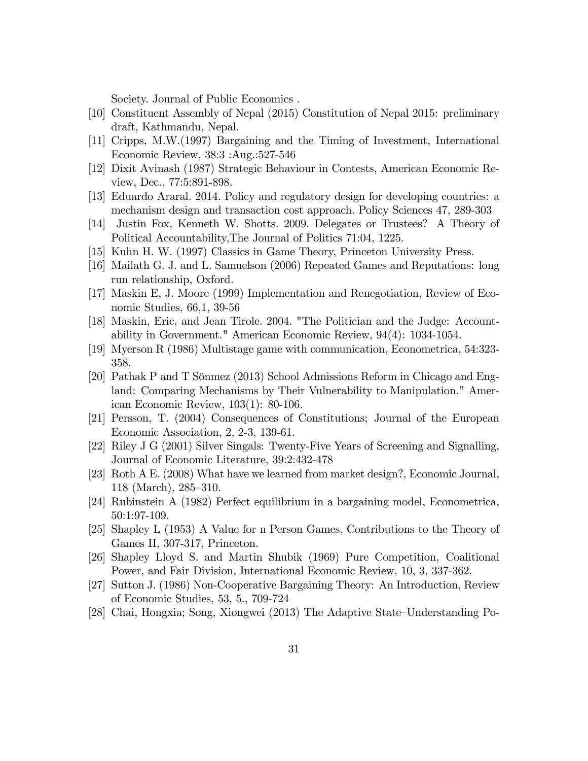Society. Journal of Public Economics .

[10] Constituent Assembly of Nepal (2015) Constitution of Nepal 2015: preliminary draft, Kathmandu, Nepal.

[11] Cripps, M.W.(1997) Bargaining and the Timing of Investment, International Economic Review, 38:3 :Aug.:527-546

[12] Dixit Avinash (1987) Strategic Behaviour in Contests, American Economic Review, Dec., 77:5:891-898.

[13] Eduardo Araral. 2014. Policy and regulatory design for developing countries: a mechanism design and transaction cost approach. Policy Sciences 47, 289-303

[14] Justin Fox, Kenneth W. Shotts. 2009. Delegates or Trustees? A Theory of Political Accountability,The Journal of Politics 71:04, 1225.

[15] Kuhn H. W. (1997) Classics in Game Theory, Princeton University Press.

[16] Mailath G. J. and L. Samuelson (2006) Repeated Games and Reputations: long run relationship, Oxford.

[17] Maskin E, J. Moore (1999) Implementation and Renegotiation, Review of Economic Studies, 66,1, 39-56

[18] Maskin, Eric, and Jean Tirole. 2004. "The Politician and the Judge: Accountability in Government." American Economic Review, 94(4): 1034-1054.

[19] Myerson R (1986) Multistage game with communication, Econometrica, 54:323-358.

[20] Pathak P and T Sönmez (2013) School Admissions Reform in Chicago and England: Comparing Mechanisms by Their Vulnerability to Manipulation." American Economic Review, 103(1): 80-106.

[21] Persson, T. (2004) Consequences of Constitutions; Journal of the European Economic Association, 2, 2-3, 139-61.

[22] Riley J G (2001) Silver Singals: Twenty-Five Years of Screening and Signalling, Journal of Economic Literature, 39:2:432-478

[23] Roth A E. (2008) What have we learned from market design?, Economic Journal, 118 (March), 285–310.

[24] Rubinstein A (1982) Perfect equilibrium in a bargaining model, Econometrica, 50:1:97-109.

[25] Shapley L (1953) A Value for n Person Games, Contributions to the Theory of Games II, 307-317, Princeton.

[26] Shapley Lloyd S. and Martin Shubik (1969) Pure Competition, Coalitional Power, and Fair Division, International Economic Review, 10, 3, 337-362.

[27] Sutton J. (1986) Non-Cooperative Bargaining Theory: An Introduction, Review of Economic Studies, 53, 5., 709-724

[28] Chai, Hongxia; Song, Xiongwei (2013) The Adaptive State–Understanding Po-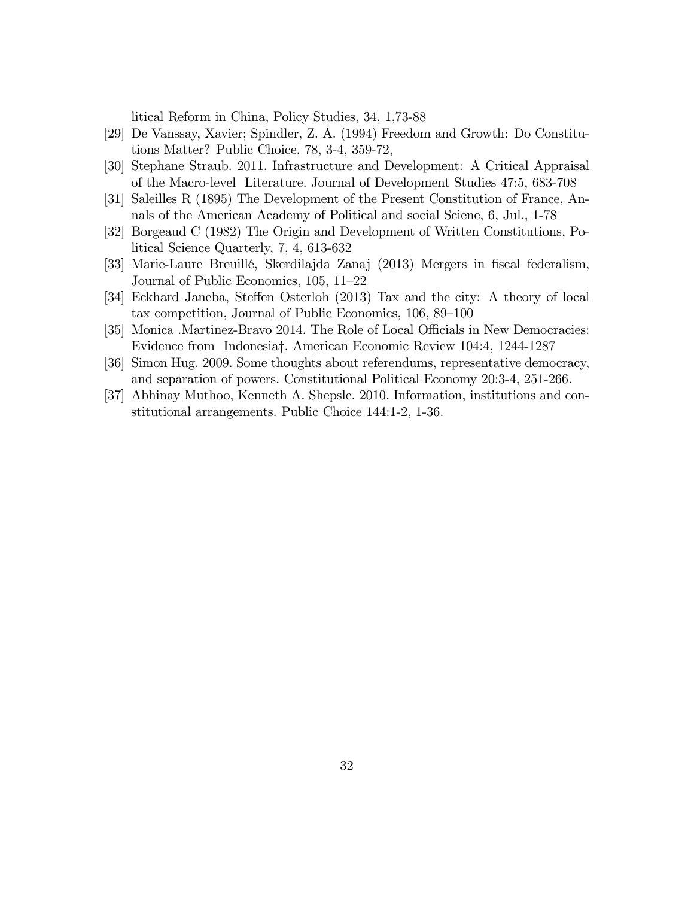litical Reform in China, Policy Studies, 34, 1,73-88

[29] De Vanssay, Xavier; Spindler, Z. A. (1994) Freedom and Growth: Do Constitutions Matter? Public Choice, 78, 3-4, 359-72,

[30] Stephane Straub. 2011. Infrastructure and Development: A Critical Appraisal of the Macro-level Literature. Journal of Development Studies 47:5, 683-708

[31] Saleilles R (1895) The Development of the Present Constitution of France, Annals of the American Academy of Political and social Sciene, 6, Jul., 1-78

[32] Borgeaud C (1982) The Origin and Development of Written Constitutions, Political Science Quarterly, 7, 4, 613-632

[33] Marie-Laure Breuillé, Skerdilajda Zanaj (2013) Mergers in fiscal federalism, Journal of Public Economics, 105, 11–22

[34] Eckhard Janeba, Steffen Osterloh (2013) Tax and the city: A theory of local tax competition, Journal of Public Economics, 106, 89–100

[35] Monica .Martinez-Bravo 2014. The Role of Local Officials in New Democracies: Evidence from Indonesia†. American Economic Review 104:4, 1244-1287

[36] Simon Hug. 2009. Some thoughts about referendums, representative democracy, and separation of powers. Constitutional Political Economy 20:3-4, 251-266.

[37] Abhinay Muthoo, Kenneth A. Shepsle. 2010. Information, institutions and constitutional arrangements. Public Choice 144:1-2, 1-36.